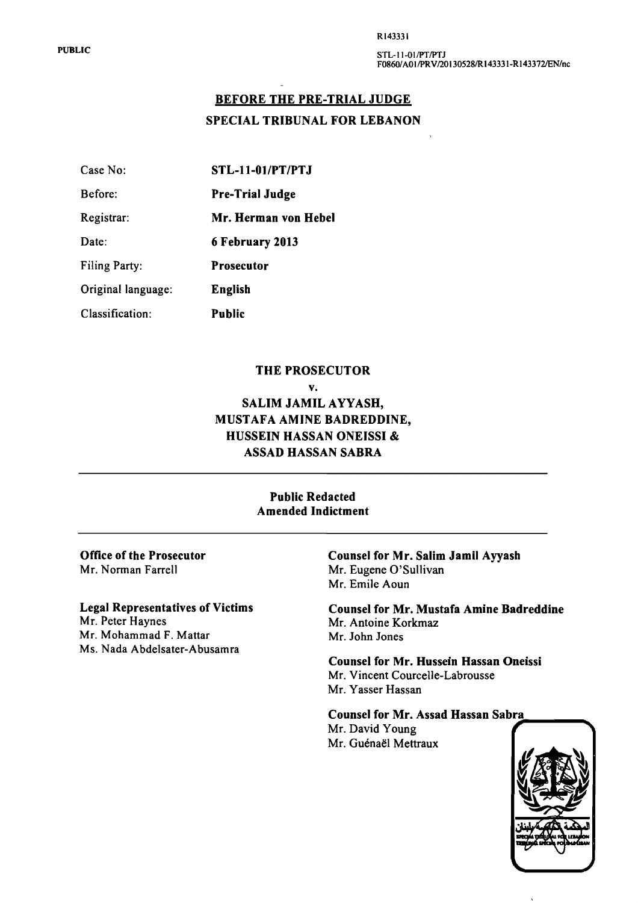R143331

PUBLIC

STL-11-01/PT/PTJ
F0860/A01/PRV/20130528/R143331-R143372/EN/nc

## BEFORE THE PRE-TRIAL JUDGE
## SPECIAL TRIBUNAL FOR LEBANON

| | |
|---|---|
| Case No: | **STL-11-01/PT/PTJ** |
| Before: | **Pre-Trial Judge** |
| Registrar: | **Mr. Herman von Hebel** |
| Date: | **6 February 2013** |
| Filing Party: | **Prosecutor** |
| Original language: | **English** |
| Classification: | **Public** |

**THE PROSECUTOR**

**v.**

**SALIM JAMIL AYYASH,**
**MUSTAFA AMINE BADREDDINE,**
**HUSSEIN HASSAN ONEISSI &**
**ASSAD HASSAN SABRA**

---

**Public Redacted**
**Amended Indictment**

---

**Office of the Prosecutor**
Mr. Norman Farrell

**Legal Representatives of Victims**
Mr. Peter Haynes
Mr. Mohammad F. Mattar
Ms. Nada Abdelsater-Abusamra

**Counsel for Mr. Salim Jamil Ayyash**
Mr. Eugene O'Sullivan
Mr. Emile Aoun

**Counsel for Mr. Mustafa Amine Badreddine**
Mr. Antoine Korkmaz
Mr. John Jones

**Counsel for Mr. Hussein Hassan Oneissi**
Mr. Vincent Courcelle-Labrousse
Mr. Yasser Hassan

**Counsel for Mr. Assad Hassan Sabra**
Mr. David Young
Mr. Guénaël Mettraux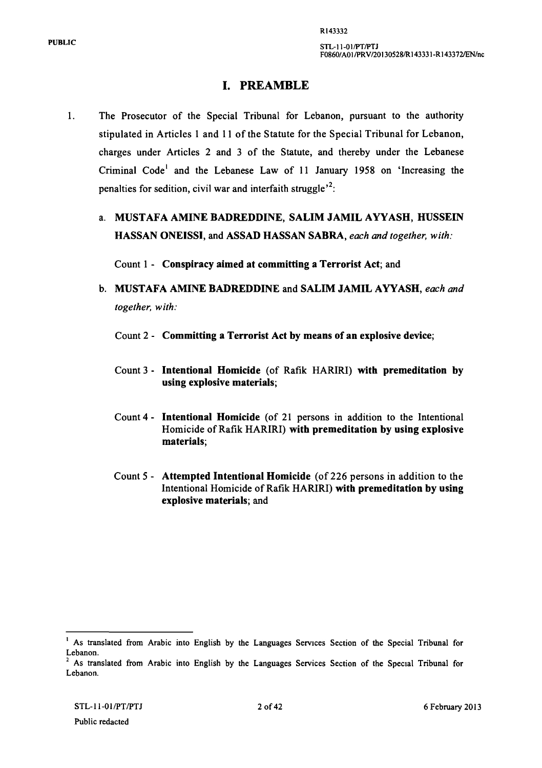# I. PREAMBLE

1. The Prosecutor of the Special Tribunal for Lebanon, pursuant to the authority stipulated in Articles 1 and 11 of the Statute for the Special Tribunal for Lebanon, charges under Articles 2 and 3 of the Statute, and thereby under the Lebanese Criminal Code[1] and the Lebanese Law of 11 January 1958 on 'Increasing the penalties for sedition, civil war and interfaith struggle'[2]:

   a. **MUSTAFA AMINE BADREDDINE, SALIM JAMIL AYYASH, HUSSEIN HASSAN ONEISSI,** and **ASSAD HASSAN SABRA,** *each and together, with:*

      Count 1 - **Conspiracy aimed at committing a Terrorist Act**; and

   b. **MUSTAFA AMINE BADREDDINE** and **SALIM JAMIL AYYASH,** *each and together, with:*

      Count 2 - **Committing a Terrorist Act by means of an explosive device**;

      Count 3 - **Intentional Homicide** (of Rafik HARIRI) **with premeditation by using explosive materials**;

      Count 4 - **Intentional Homicide** (of 21 persons in addition to the Intentional Homicide of Rafik HARIRI) **with premeditation by using explosive materials**;

      Count 5 - **Attempted Intentional Homicide** (of 226 persons in addition to the Intentional Homicide of Rafik HARIRI) **with premeditation by using explosive materials**; and

---

[1] As translated from Arabic into English by the Languages Services Section of the Special Tribunal for Lebanon.

[2] As translated from Arabic into English by the Languages Services Section of the Special Tribunal for Lebanon.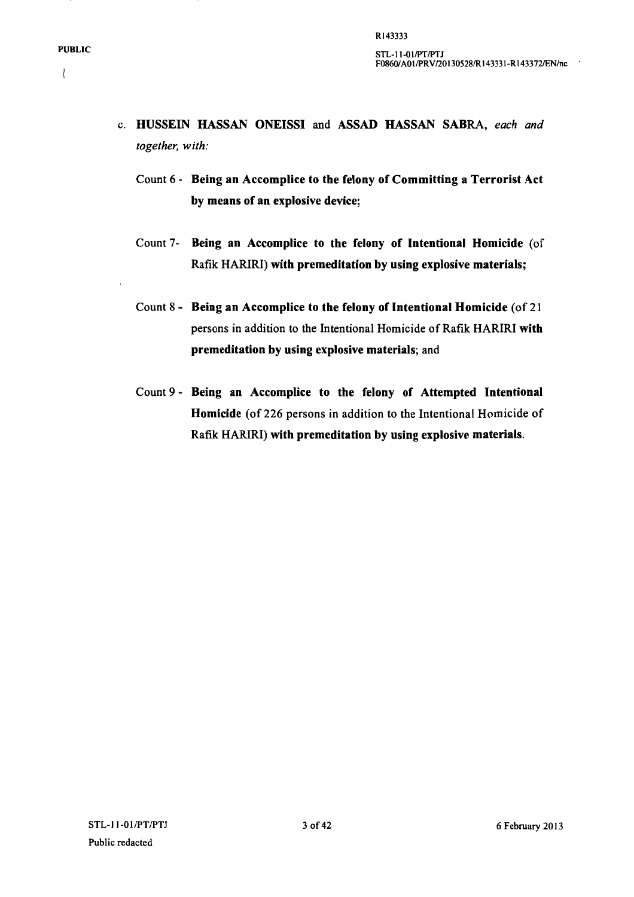c. **HUSSEIN HASSAN ONEISSI** and **ASSAD HASSAN SABRA**, *each and together, with:*

Count 6 - **Being an Accomplice to the felony of Committing a Terrorist Act by means of an explosive device;**

Count 7- **Being an Accomplice to the felony of Intentional Homicide** (of Rafik HARIRI) **with premeditation by using explosive materials;**

Count 8 - **Being an Accomplice to the felony of Intentional Homicide** (of 21 persons in addition to the Intentional Homicide of Rafik HARIRI **with premeditation by using explosive materials**; and

Count 9 - **Being an Accomplice to the felony of Attempted Intentional Homicide** (of 226 persons in addition to the Intentional Homicide of Rafik HARIRI) **with premeditation by using explosive materials.**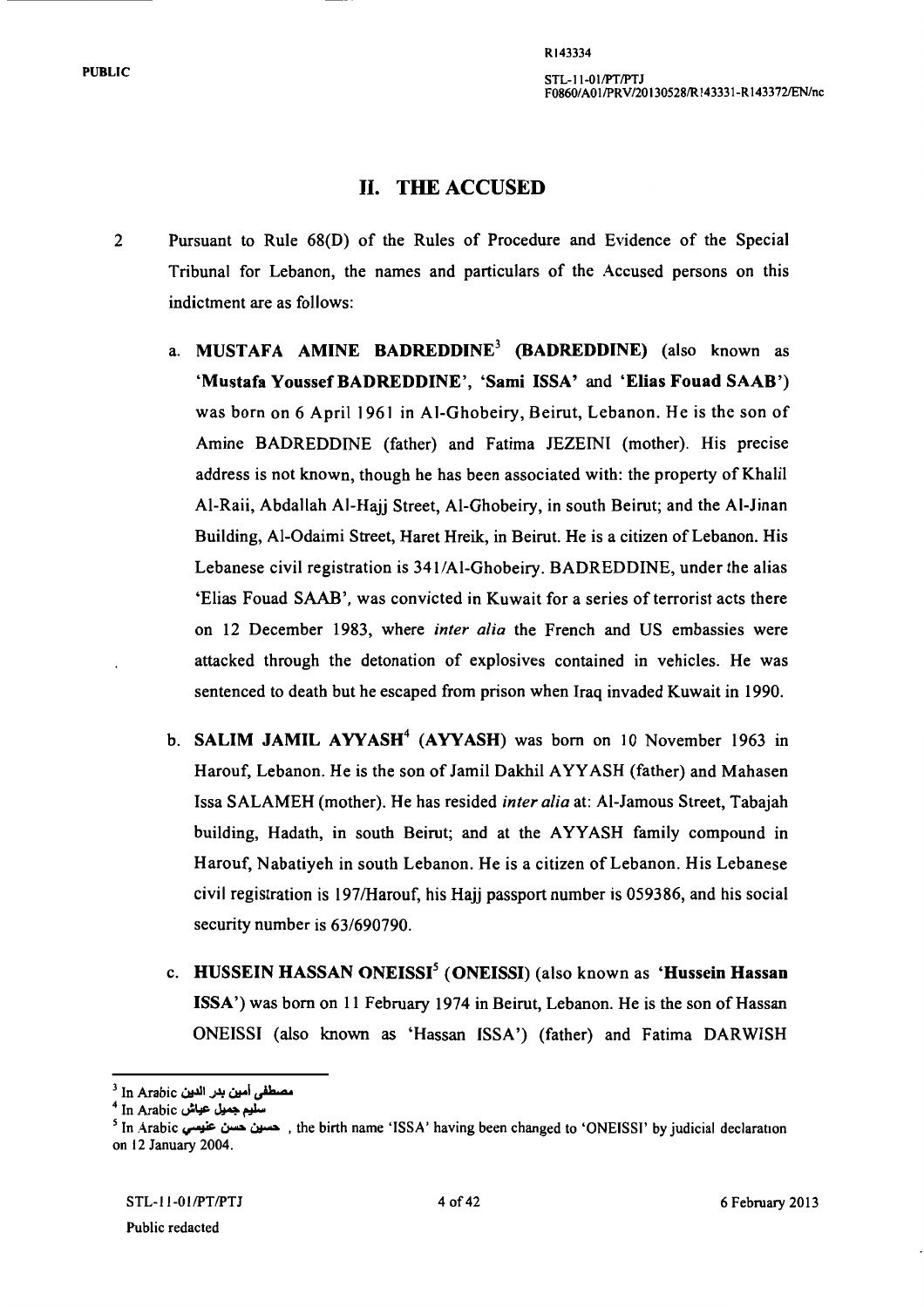## II. THE ACCUSED

2 Pursuant to Rule 68(D) of the Rules of Procedure and Evidence of the Special Tribunal for Lebanon, the names and particulars of the Accused persons on this indictment are as follows:

a. **MUSTAFA AMINE BADREDDINE**[3] **(BADREDDINE)** (also known as **'Mustafa Youssef BADREDDINE'**, **'Sami ISSA'** and **'Elias Fouad SAAB'**) was born on 6 April 1961 in Al-Ghobeiry, Beirut, Lebanon. He is the son of Amine BADREDDINE (father) and Fatima JEZEINI (mother). His precise address is not known, though he has been associated with: the property of Khalil Al-Raii, Abdallah Al-Hajj Street, Al-Ghobeiry, in south Beirut; and the Al-Jinan Building, Al-Odaimi Street, Haret Hreik, in Beirut. He is a citizen of Lebanon. His Lebanese civil registration is 341/Al-Ghobeiry. BADREDDINE, under the alias 'Elias Fouad SAAB', was convicted in Kuwait for a series of terrorist acts there on 12 December 1983, where *inter alia* the French and US embassies were attacked through the detonation of explosives contained in vehicles. He was sentenced to death but he escaped from prison when Iraq invaded Kuwait in 1990.

b. **SALIM JAMIL AYYASH**[4] **(AYYASH)** was born on 10 November 1963 in Harouf, Lebanon. He is the son of Jamil Dakhil AYYASH (father) and Mahasen Issa SALAMEH (mother). He has resided *inter alia* at: Al-Jamous Street, Tabajah building, Hadath, in south Beirut; and at the AYYASH family compound in Harouf, Nabatiyeh in south Lebanon. He is a citizen of Lebanon. His Lebanese civil registration is 197/Harouf, his Hajj passport number is 059386, and his social security number is 63/690790.

c. **HUSSEIN HASSAN ONEISSI**[5] **(ONEISSI)** (also known as **'Hussein Hassan ISSA'**) was born on 11 February 1974 in Beirut, Lebanon. He is the son of Hassan ONEISSI (also known as 'Hassan ISSA') (father) and Fatima DARWISH

---

[3] In Arabic مصطفى أمين بدر الدين

[4] In Arabic سليم جميل عياش

[5] In Arabic حسين حسن عنيسي , the birth name 'ISSA' having been changed to 'ONEISSI' by judicial declaration on 12 January 2004.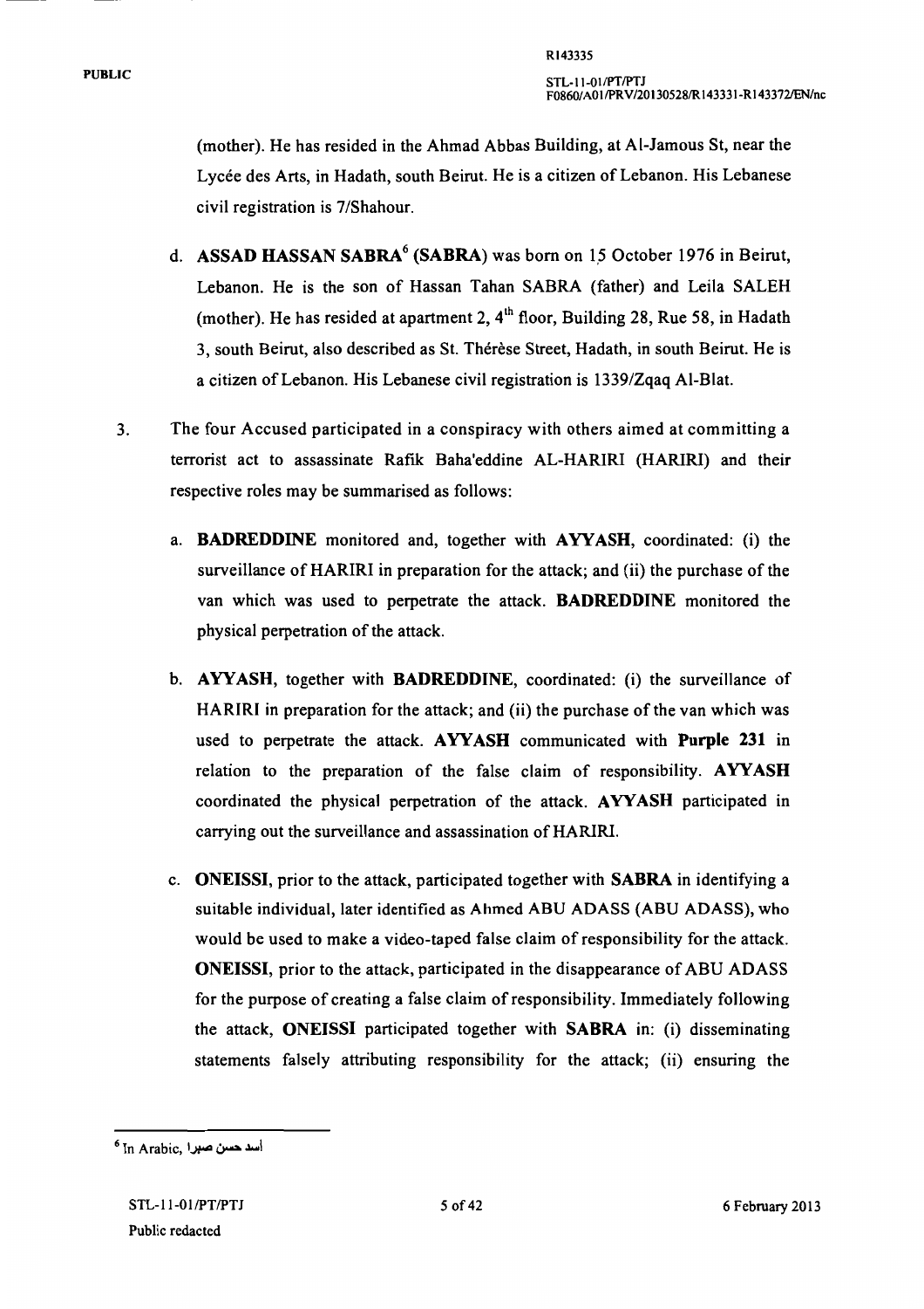(mother). He has resided in the Ahmad Abbas Building, at Al-Jamous St, near the Lycée des Arts, in Hadath, south Beirut. He is a citizen of Lebanon. His Lebanese civil registration is 7/Shahour.

d. **ASSAD HASSAN SABRA**[6] **(SABRA)** was born on 15 October 1976 in Beirut, Lebanon. He is the son of Hassan Tahan SABRA (father) and Leila SALEH (mother). He has resided at apartment 2, 4th floor, Building 28, Rue 58, in Hadath 3, south Beirut, also described as St. Thérèse Street, Hadath, in south Beirut. He is a citizen of Lebanon. His Lebanese civil registration is 1339/Zqaq Al-Blat.

3. The four Accused participated in a conspiracy with others aimed at committing a terrorist act to assassinate Rafik Baha'eddine AL-HARIRI (HARIRI) and their respective roles may be summarised as follows:

   a. **BADREDDINE** monitored and, together with **AYYASH**, coordinated: (i) the surveillance of HARIRI in preparation for the attack; and (ii) the purchase of the van which was used to perpetrate the attack. **BADREDDINE** monitored the physical perpetration of the attack.

   b. **AYYASH**, together with **BADREDDINE**, coordinated: (i) the surveillance of HARIRI in preparation for the attack; and (ii) the purchase of the van which was used to perpetrate the attack. **AYYASH** communicated with **Purple 231** in relation to the preparation of the false claim of responsibility. **AYYASH** coordinated the physical perpetration of the attack. **AYYASH** participated in carrying out the surveillance and assassination of HARIRI.

   c. **ONEISSI**, prior to the attack, participated together with **SABRA** in identifying a suitable individual, later identified as Ahmed ABU ADASS (ABU ADASS), who would be used to make a video-taped false claim of responsibility for the attack. **ONEISSI**, prior to the attack, participated in the disappearance of ABU ADASS for the purpose of creating a false claim of responsibility. Immediately following the attack, **ONEISSI** participated together with **SABRA** in: (i) disseminating statements falsely attributing responsibility for the attack; (ii) ensuring the

[6] In Arabic, أسد حسن صبرا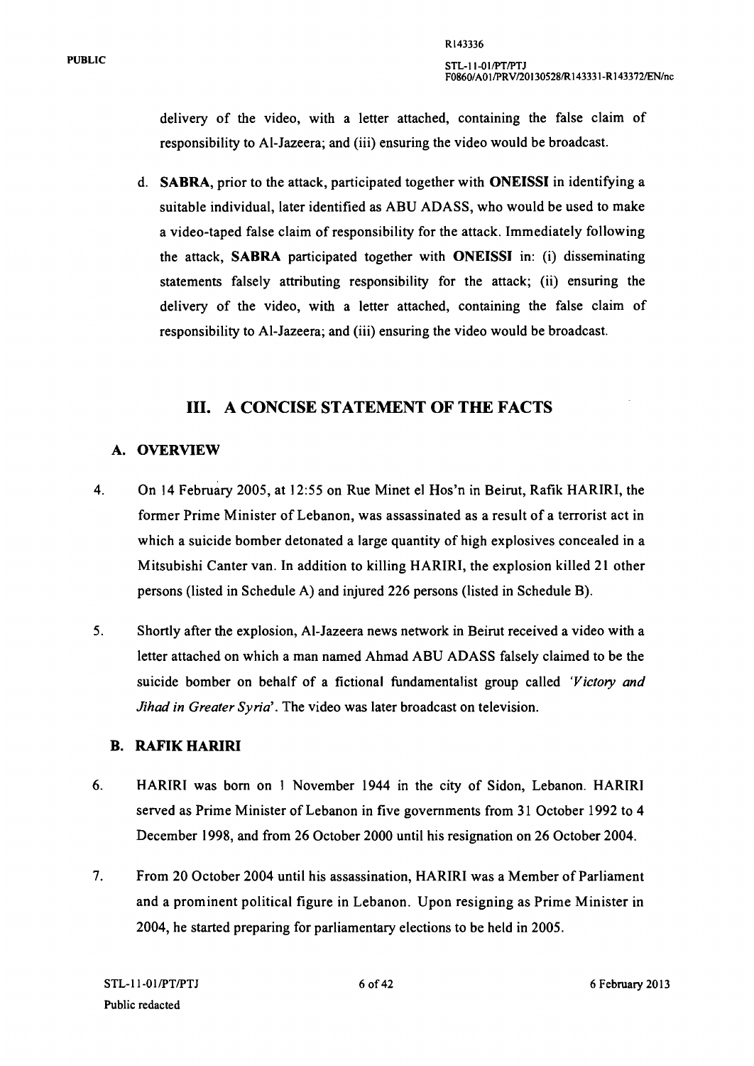delivery of the video, with a letter attached, containing the false claim of responsibility to Al-Jazeera; and (iii) ensuring the video would be broadcast.

d. **SABRA**, prior to the attack, participated together with **ONEISSI** in identifying a suitable individual, later identified as ABU ADASS, who would be used to make a video-taped false claim of responsibility for the attack. Immediately following the attack, **SABRA** participated together with **ONEISSI** in: (i) disseminating statements falsely attributing responsibility for the attack; (ii) ensuring the delivery of the video, with a letter attached, containing the false claim of responsibility to Al-Jazeera; and (iii) ensuring the video would be broadcast.

## III. A CONCISE STATEMENT OF THE FACTS

### A. OVERVIEW

4. On 14 February 2005, at 12:55 on Rue Minet el Hos'n in Beirut, Rafik HARIRI, the former Prime Minister of Lebanon, was assassinated as a result of a terrorist act in which a suicide bomber detonated a large quantity of high explosives concealed in a Mitsubishi Canter van. In addition to killing HARIRI, the explosion killed 21 other persons (listed in Schedule A) and injured 226 persons (listed in Schedule B).

5. Shortly after the explosion, Al-Jazeera news network in Beirut received a video with a letter attached on which a man named Ahmad ABU ADASS falsely claimed to be the suicide bomber on behalf of a fictional fundamentalist group called *'Victory and Jihad in Greater Syria'*. The video was later broadcast on television.

### B. RAFIK HARIRI

6. HARIRI was born on 1 November 1944 in the city of Sidon, Lebanon. HARIRI served as Prime Minister of Lebanon in five governments from 31 October 1992 to 4 December 1998, and from 26 October 2000 until his resignation on 26 October 2004.

7. From 20 October 2004 until his assassination, HARIRI was a Member of Parliament and a prominent political figure in Lebanon. Upon resigning as Prime Minister in 2004, he started preparing for parliamentary elections to be held in 2005.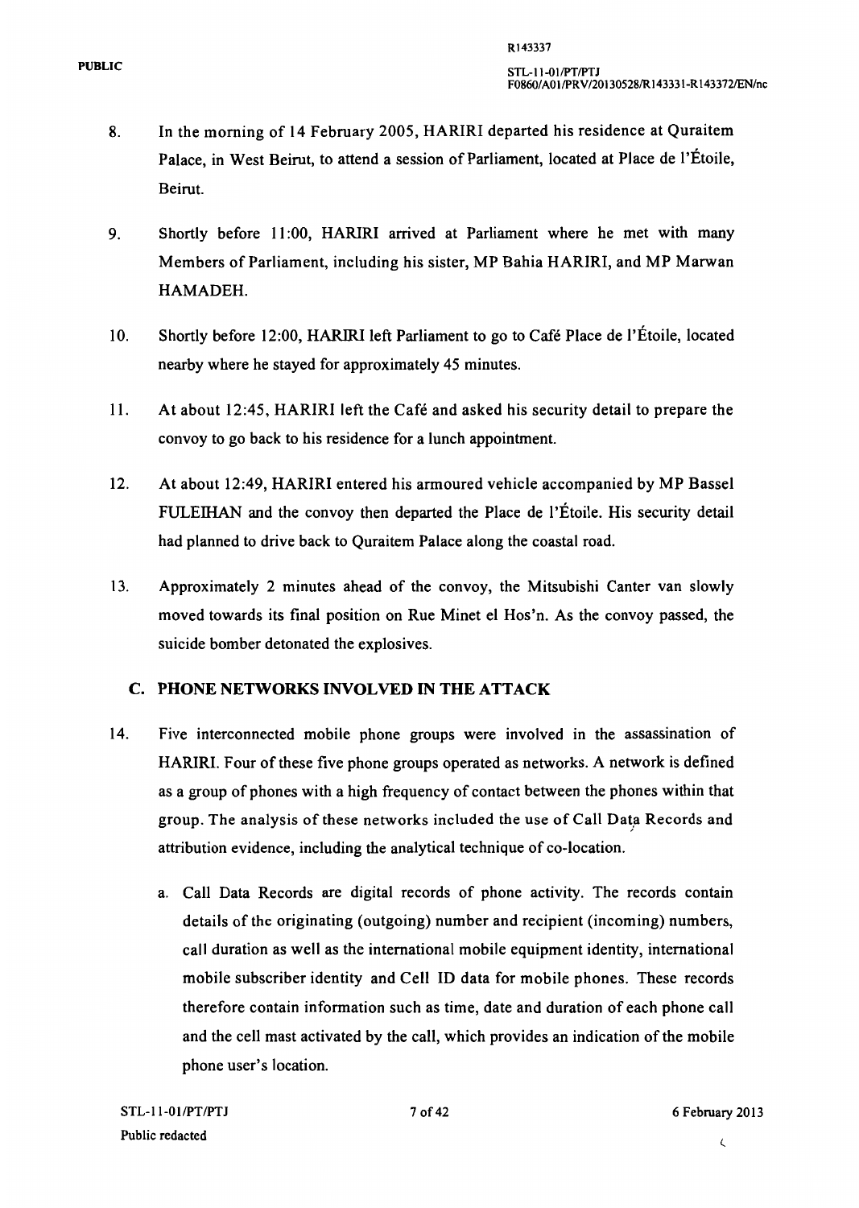8. In the morning of 14 February 2005, HARIRI departed his residence at Quraitem Palace, in West Beirut, to attend a session of Parliament, located at Place de l'Étoile, Beirut.

9. Shortly before 11:00, HARIRI arrived at Parliament where he met with many Members of Parliament, including his sister, MP Bahia HARIRI, and MP Marwan HAMADEH.

10. Shortly before 12:00, HARIRI left Parliament to go to Café Place de l'Étoile, located nearby where he stayed for approximately 45 minutes.

11. At about 12:45, HARIRI left the Café and asked his security detail to prepare the convoy to go back to his residence for a lunch appointment.

12. At about 12:49, HARIRI entered his armoured vehicle accompanied by MP Bassel FULEIHAN and the convoy then departed the Place de l'Étoile. His security detail had planned to drive back to Quraitem Palace along the coastal road.

13. Approximately 2 minutes ahead of the convoy, the Mitsubishi Canter van slowly moved towards its final position on Rue Minet el Hos'n. As the convoy passed, the suicide bomber detonated the explosives.

## C. PHONE NETWORKS INVOLVED IN THE ATTACK

14. Five interconnected mobile phone groups were involved in the assassination of HARIRI. Four of these five phone groups operated as networks. A network is defined as a group of phones with a high frequency of contact between the phones within that group. The analysis of these networks included the use of Call Data Records and attribution evidence, including the analytical technique of co-location.

    a. Call Data Records are digital records of phone activity. The records contain details of the originating (outgoing) number and recipient (incoming) numbers, call duration as well as the international mobile equipment identity, international mobile subscriber identity and Cell ID data for mobile phones. These records therefore contain information such as time, date and duration of each phone call and the cell mast activated by the call, which provides an indication of the mobile phone user's location.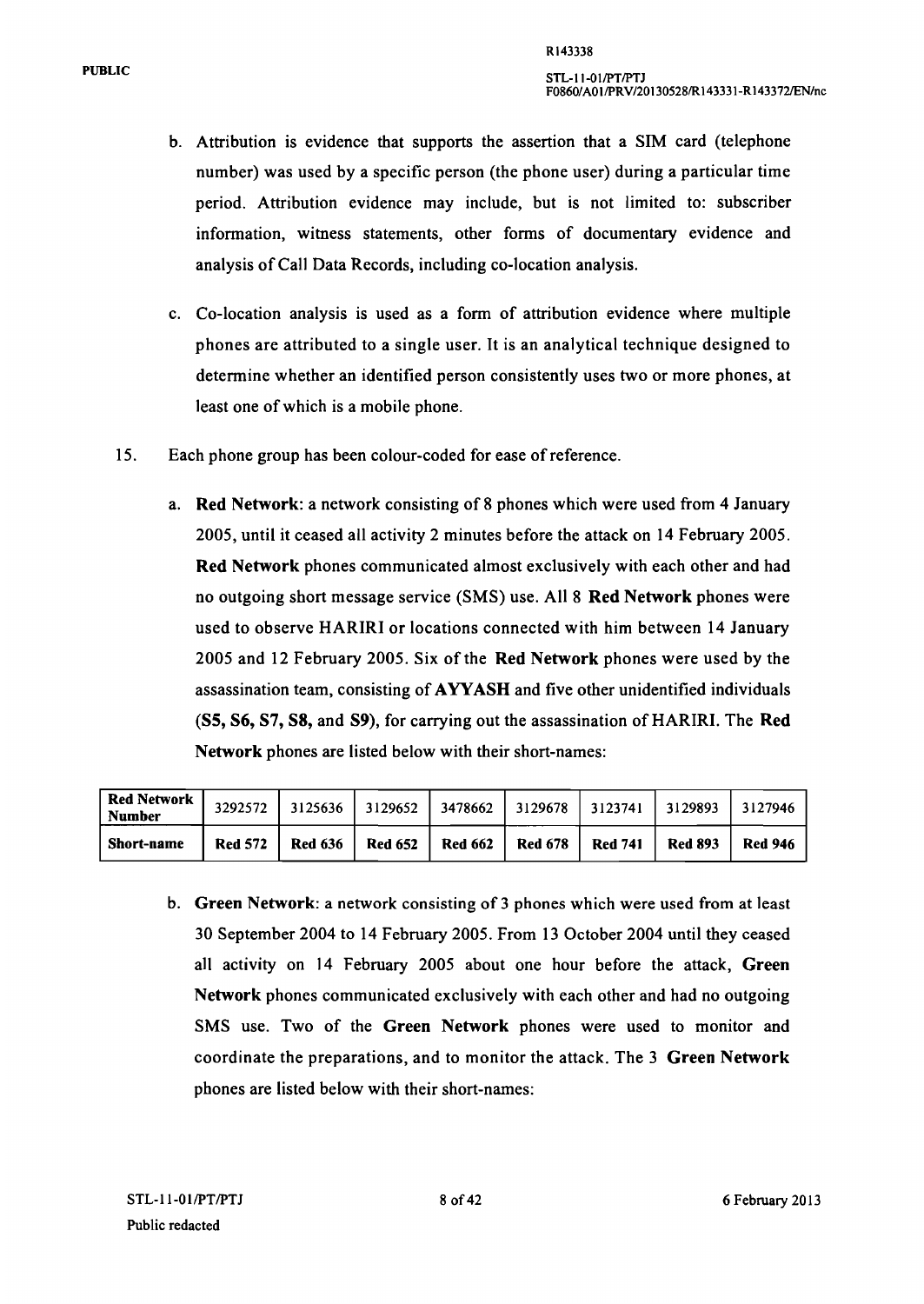b. Attribution is evidence that supports the assertion that a SIM card (telephone number) was used by a specific person (the phone user) during a particular time period. Attribution evidence may include, but is not limited to: subscriber information, witness statements, other forms of documentary evidence and analysis of Call Data Records, including co-location analysis.

c. Co-location analysis is used as a form of attribution evidence where multiple phones are attributed to a single user. It is an analytical technique designed to determine whether an identified person consistently uses two or more phones, at least one of which is a mobile phone.

15. Each phone group has been colour-coded for ease of reference.

a. **Red Network**: a network consisting of 8 phones which were used from 4 January 2005, until it ceased all activity 2 minutes before the attack on 14 February 2005. **Red Network** phones communicated almost exclusively with each other and had no outgoing short message service (SMS) use. All 8 **Red Network** phones were used to observe HARIRI or locations connected with him between 14 January 2005 and 12 February 2005. Six of the **Red Network** phones were used by the assassination team, consisting of **AYYASH** and five other unidentified individuals (**S5, S6, S7, S8,** and **S9**), for carrying out the assassination of HARIRI. The **Red Network** phones are listed below with their short-names:

| **Red Network Number** | 3292572 | 3125636 | 3129652 | 3478662 | 3129678 | 3123741 | 3129893 | 3127946 |
|---|---|---|---|---|---|---|---|---|
| **Short-name** | **Red 572** | **Red 636** | **Red 652** | **Red 662** | **Red 678** | **Red 741** | **Red 893** | **Red 946** |

b. **Green Network**: a network consisting of 3 phones which were used from at least 30 September 2004 to 14 February 2005. From 13 October 2004 until they ceased all activity on 14 February 2005 about one hour before the attack, **Green Network** phones communicated exclusively with each other and had no outgoing SMS use. Two of the **Green Network** phones were used to monitor and coordinate the preparations, and to monitor the attack. The 3 **Green Network** phones are listed below with their short-names: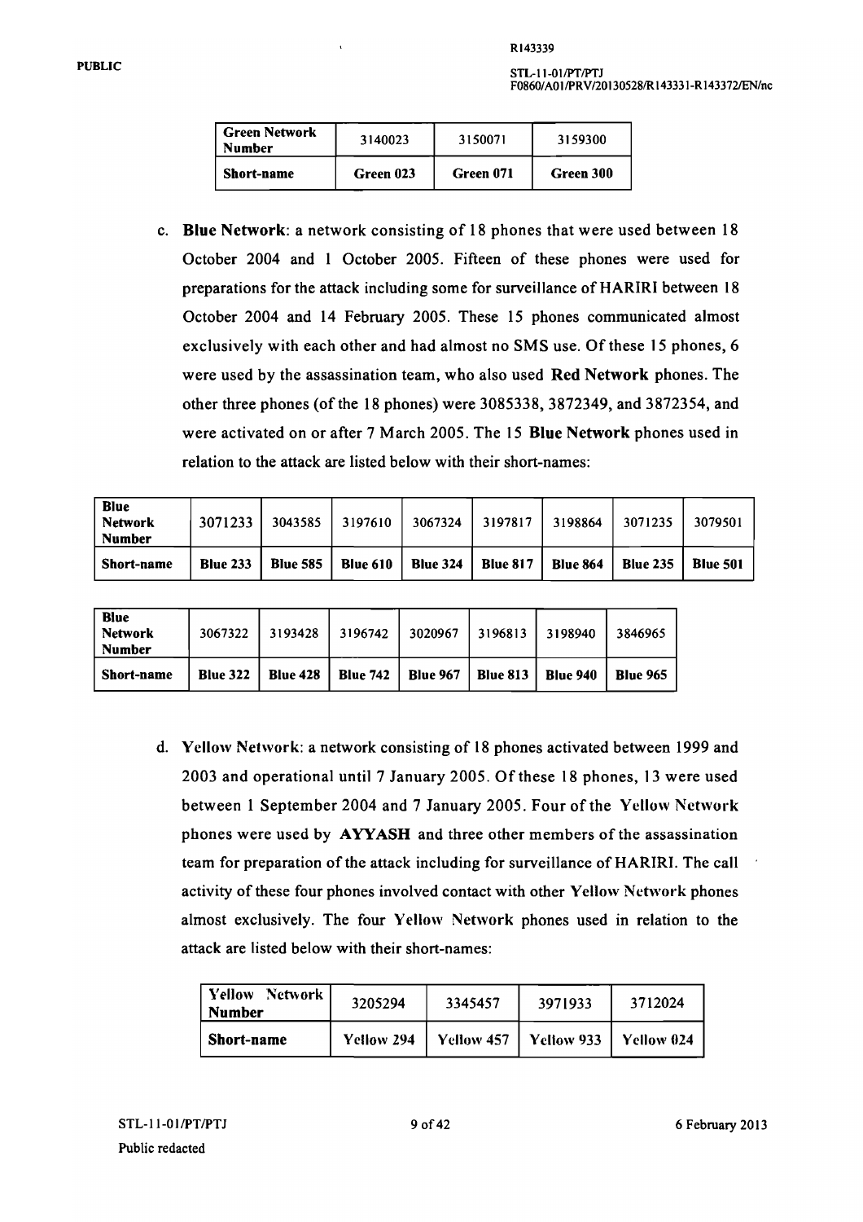| Green Network Number | 3140023 | 3150071 | 3159300 |
| --- | --- | --- | --- |
| **Short-name** | **Green 023** | **Green 071** | **Green 300** |

c. **Blue Network**: a network consisting of 18 phones that were used between 18 October 2004 and 1 October 2005. Fifteen of these phones were used for preparations for the attack including some for surveillance of HARIRI between 18 October 2004 and 14 February 2005. These 15 phones communicated almost exclusively with each other and had almost no SMS use. Of these 15 phones, 6 were used by the assassination team, who also used **Red Network** phones. The other three phones (of the 18 phones) were 3085338, 3872349, and 3872354, and were activated on or after 7 March 2005. The 15 **Blue Network** phones used in relation to the attack are listed below with their short-names:

| Blue Network Number | 3071233 | 3043585 | 3197610 | 3067324 | 3197817 | 3198864 | 3071235 | 3079501 |
| --- | --- | --- | --- | --- | --- | --- | --- | --- |
| **Short-name** | **Blue 233** | **Blue 585** | **Blue 610** | **Blue 324** | **Blue 817** | **Blue 864** | **Blue 235** | **Blue 501** |

| Blue Network Number | 3067322 | 3193428 | 3196742 | 3020967 | 3196813 | 3198940 | 3846965 |
| --- | --- | --- | --- | --- | --- | --- | --- |
| **Short-name** | **Blue 322** | **Blue 428** | **Blue 742** | **Blue 967** | **Blue 813** | **Blue 940** | **Blue 965** |

d. **Yellow Network**: a network consisting of 18 phones activated between 1999 and 2003 and operational until 7 January 2005. Of these 18 phones, 13 were used between 1 September 2004 and 7 January 2005. Four of the **Yellow Network** phones were used by **AYYASH** and three other members of the assassination team for preparation of the attack including for surveillance of HARIRI. The call activity of these four phones involved contact with other **Yellow Network** phones almost exclusively. The four **Yellow Network** phones used in relation to the attack are listed below with their short-names:

| Yellow Network Number | 3205294 | 3345457 | 3971933 | 3712024 |
| --- | --- | --- | --- | --- |
| **Short-name** | **Yellow 294** | **Yellow 457** | **Yellow 933** | **Yellow 024** |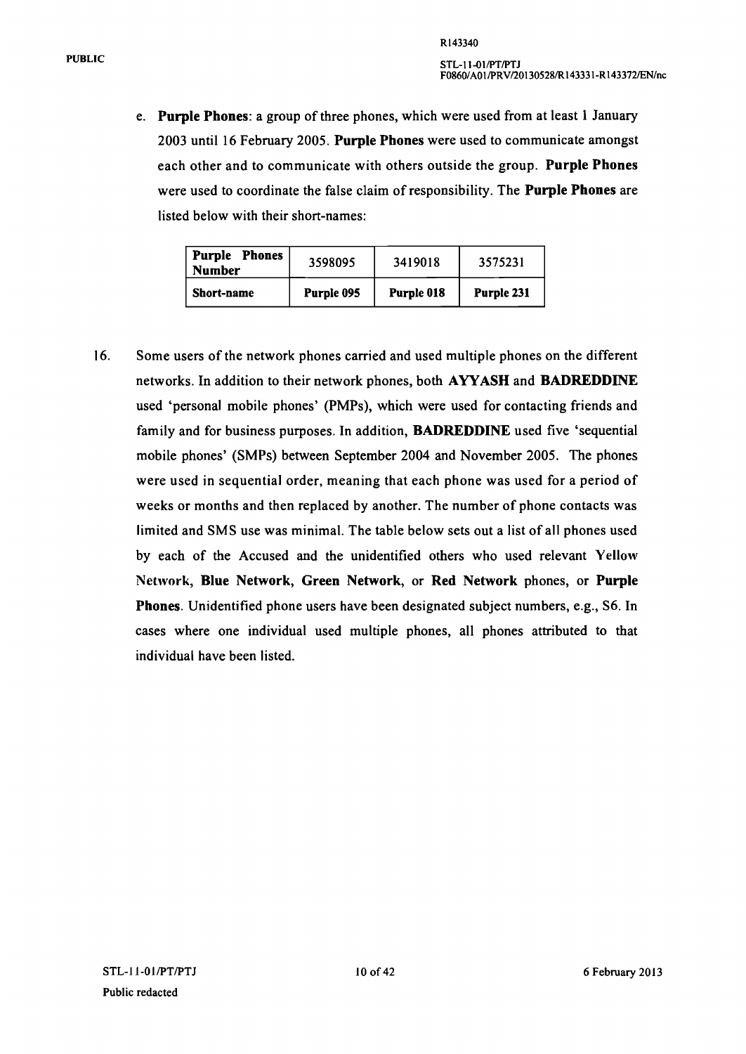e. **Purple Phones**: a group of three phones, which were used from at least 1 January 2003 until 16 February 2005. **Purple Phones** were used to communicate amongst each other and to communicate with others outside the group. **Purple Phones** were used to coordinate the false claim of responsibility. The **Purple Phones** are listed below with their short-names:

| **Purple Phones Number** | 3598095 | 3419018 | 3575231 |
|---|---|---|---|
| **Short-name** | **Purple 095** | **Purple 018** | **Purple 231** |

16. Some users of the network phones carried and used multiple phones on the different networks. In addition to their network phones, both **AYYASH** and **BADREDDINE** used 'personal mobile phones' (PMPs), which were used for contacting friends and family and for business purposes. In addition, **BADREDDINE** used five 'sequential mobile phones' (SMPs) between September 2004 and November 2005. The phones were used in sequential order, meaning that each phone was used for a period of weeks or months and then replaced by another. The number of phone contacts was limited and SMS use was minimal. The table below sets out a list of all phones used by each of the Accused and the unidentified others who used relevant Yellow Network, **Blue Network**, **Green Network**, or **Red Network** phones, or **Purple Phones**. Unidentified phone users have been designated subject numbers, e.g., S6. In cases where one individual used multiple phones, all phones attributed to that individual have been listed.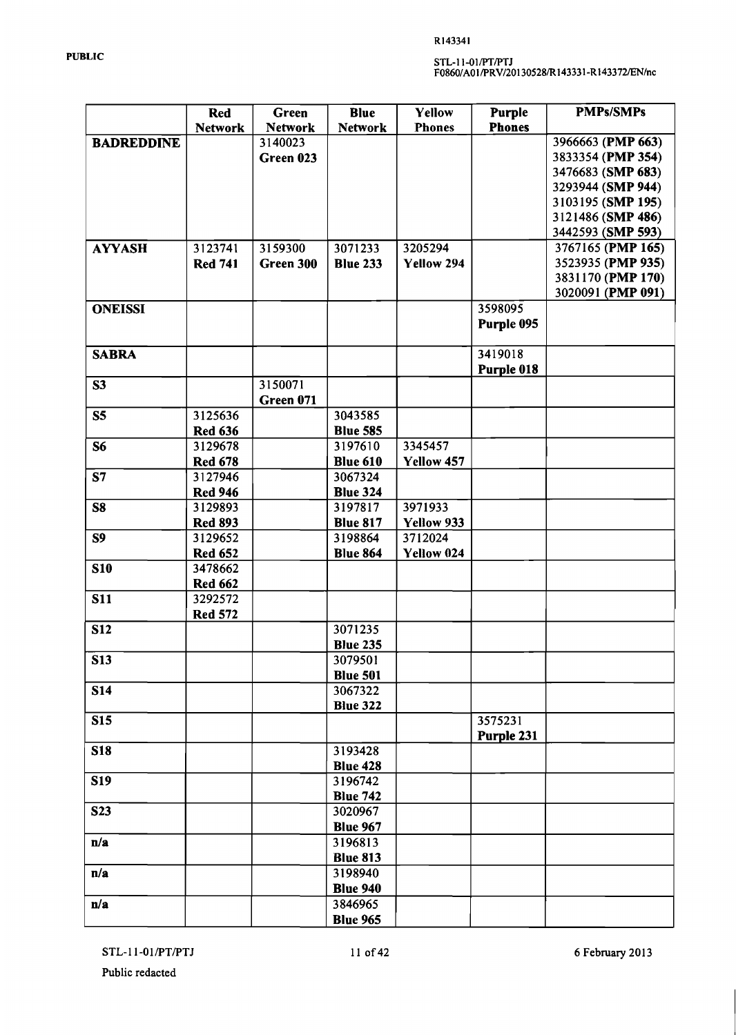| | Red Network | Green Network | Blue Network | Yellow Phones | Purple Phones | PMPs/SMPs |
|---|---|---|---|---|---|---|
| **BADREDDINE** | | 3140023 **Green 023** | | | | 3966663 (**PMP 663**) 3833354 (**PMP 354**) 3476683 (**SMP 683**) 3293944 (**SMP 944**) 3103195 (**SMP 195**) 3121486 (**SMP 486**) 3442593 (**SMP 593**) |
| **AYYASH** | 3123741 **Red 741** | 3159300 **Green 300** | 3071233 **Blue 233** | 3205294 **Yellow 294** | | 3767165 (**PMP 165**) 3523935 (**PMP 935**) 3831170 (**PMP 170**) 3020091 (**PMP 091**) |
| **ONEISSI** | | | | | 3598095 **Purple 095** | |
| **SABRA** | | | | | 3419018 **Purple 018** | |
| **S3** | | 3150071 **Green 071** | | | | |
| **S5** | 3125636 **Red 636** | | 3043585 **Blue 585** | | | |
| **S6** | 3129678 **Red 678** | | 3197610 **Blue 610** | 3345457 **Yellow 457** | | |
| **S7** | 3127946 **Red 946** | | 3067324 **Blue 324** | | | |
| **S8** | 3129893 **Red 893** | | 3197817 **Blue 817** | 3971933 **Yellow 933** | | |
| **S9** | 3129652 **Red 652** | | 3198864 **Blue 864** | 3712024 **Yellow 024** | | |
| **S10** | 3478662 **Red 662** | | | | | |
| **S11** | 3292572 **Red 572** | | | | | |
| **S12** | | | 3071235 **Blue 235** | | | |
| **S13** | | | 3079501 **Blue 501** | | | |
| **S14** | | | 3067322 **Blue 322** | | | |
| **S15** | | | | | 3575231 **Purple 231** | |
| **S18** | | | 3193428 **Blue 428** | | | |
| **S19** | | | 3196742 **Blue 742** | | | |
| **S23** | | | 3020967 **Blue 967** | | | |
| **n/a** | | | 3196813 **Blue 813** | | | |
| **n/a** | | | 3198940 **Blue 940** | | | |
| **n/a** | | | 3846965 **Blue 965** | | | |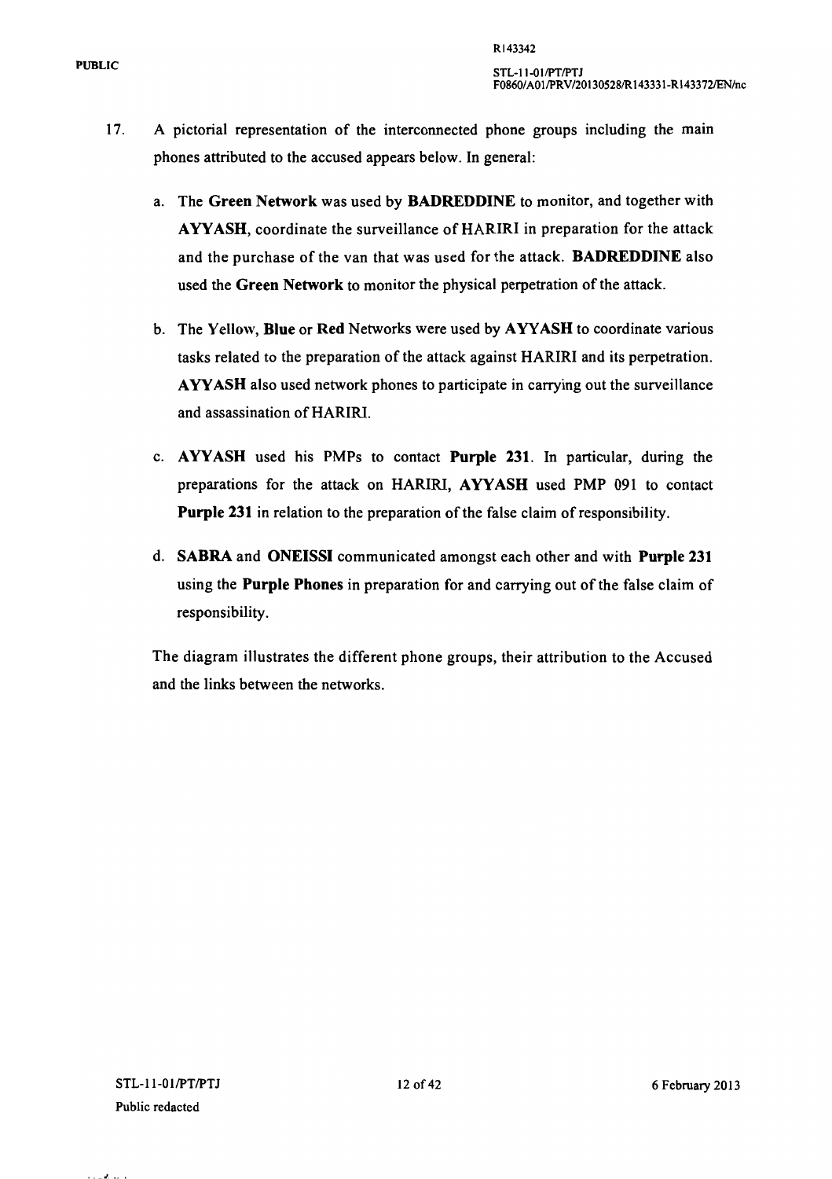17. A pictorial representation of the interconnected phone groups including the main phones attributed to the accused appears below. In general:

    a. The **Green Network** was used by **BADREDDINE** to monitor, and together with **AYYASH**, coordinate the surveillance of HARIRI in preparation for the attack and the purchase of the van that was used for the attack. **BADREDDINE** also used the **Green Network** to monitor the physical perpetration of the attack.

    b. The Yellow, **Blue** or **Red** Networks were used by **AYYASH** to coordinate various tasks related to the preparation of the attack against HARIRI and its perpetration. **AYYASH** also used network phones to participate in carrying out the surveillance and assassination of HARIRI.

    c. **AYYASH** used his PMPs to contact **Purple 231**. In particular, during the preparations for the attack on HARIRI, **AYYASH** used PMP 091 to contact **Purple 231** in relation to the preparation of the false claim of responsibility.

    d. **SABRA** and **ONEISSI** communicated amongst each other and with **Purple 231** using the **Purple Phones** in preparation for and carrying out of the false claim of responsibility.

    The diagram illustrates the different phone groups, their attribution to the Accused and the links between the networks.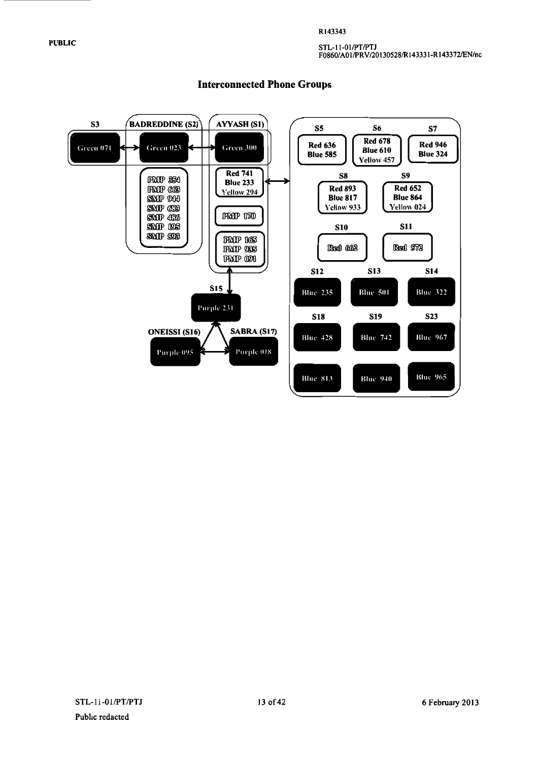# Interconnected Phone Groups

S3

Green 071

BADREDDINE (S2)

Green 023

PMP 354
PMP 663
SMP 944
SMP 683
SMP 486
SMP 195
SMP 593

AYYASH (S1)

Green 300

Red 741
Blue 233
Yellow 294

PMP 170

PMP 165
PMP 935
PMP 091

S15

Purple 231

ONEISSI (S16)

Purple 095

SABRA (S17)

Purple 018

S5

Red 636
Blue 585

S6

Red 678
Blue 610
Yellow 457

S7

Red 946
Blue 324

S8

Red 893
Blue 817
Yellow 933

S9

Red 652
Blue 864
Yellow 024

S10

Red 662

S11

Red 572

S12

Blue 235

S13

Blue 501

S14

Blue 322

S18

Blue 428

S19

Blue 742

S23

Blue 967

Blue 813

Blue 940

Blue 965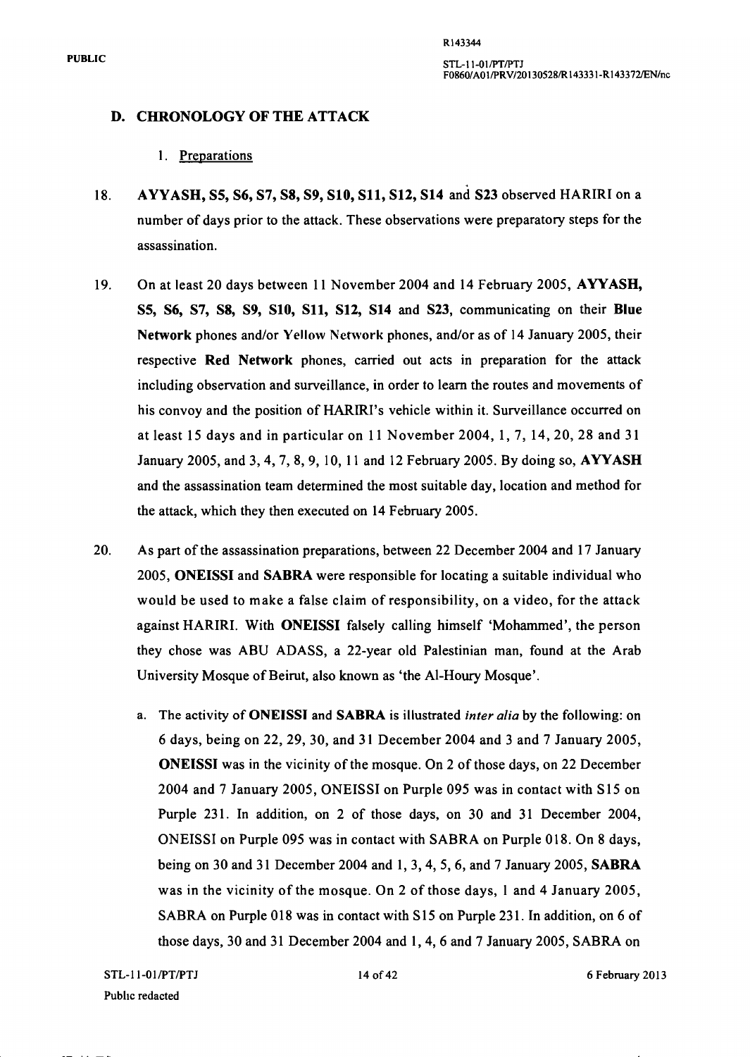## D. CHRONOLOGY OF THE ATTACK

### 1. Preparations

18. **AYYASH, S5, S6, S7, S8, S9, S10, S11, S12, S14** and **S23** observed HARIRI on a number of days prior to the attack. These observations were preparatory steps for the assassination.

19. On at least 20 days between 11 November 2004 and 14 February 2005, **AYYASH, S5, S6, S7, S8, S9, S10, S11, S12, S14** and **S23**, communicating on their **Blue Network** phones and/or Yellow Network phones, and/or as of 14 January 2005, their respective **Red Network** phones, carried out acts in preparation for the attack including observation and surveillance, in order to learn the routes and movements of his convoy and the position of HARIRI's vehicle within it. Surveillance occurred on at least 15 days and in particular on 11 November 2004, 1, 7, 14, 20, 28 and 31 January 2005, and 3, 4, 7, 8, 9, 10, 11 and 12 February 2005. By doing so, **AYYASH** and the assassination team determined the most suitable day, location and method for the attack, which they then executed on 14 February 2005.

20. As part of the assassination preparations, between 22 December 2004 and 17 January 2005, **ONEISSI** and **SABRA** were responsible for locating a suitable individual who would be used to make a false claim of responsibility, on a video, for the attack against HARIRI. With **ONEISSI** falsely calling himself 'Mohammed', the person they chose was ABU ADASS, a 22-year old Palestinian man, found at the Arab University Mosque of Beirut, also known as 'the Al-Houry Mosque'.

    a. The activity of **ONEISSI** and **SABRA** is illustrated *inter alia* by the following: on 6 days, being on 22, 29, 30, and 31 December 2004 and 3 and 7 January 2005, **ONEISSI** was in the vicinity of the mosque. On 2 of those days, on 22 December 2004 and 7 January 2005, ONEISSI on Purple 095 was in contact with S15 on Purple 231. In addition, on 2 of those days, on 30 and 31 December 2004, ONEISSI on Purple 095 was in contact with SABRA on Purple 018. On 8 days, being on 30 and 31 December 2004 and 1, 3, 4, 5, 6, and 7 January 2005, **SABRA** was in the vicinity of the mosque. On 2 of those days, 1 and 4 January 2005, SABRA on Purple 018 was in contact with S15 on Purple 231. In addition, on 6 of those days, 30 and 31 December 2004 and 1, 4, 6 and 7 January 2005, SABRA on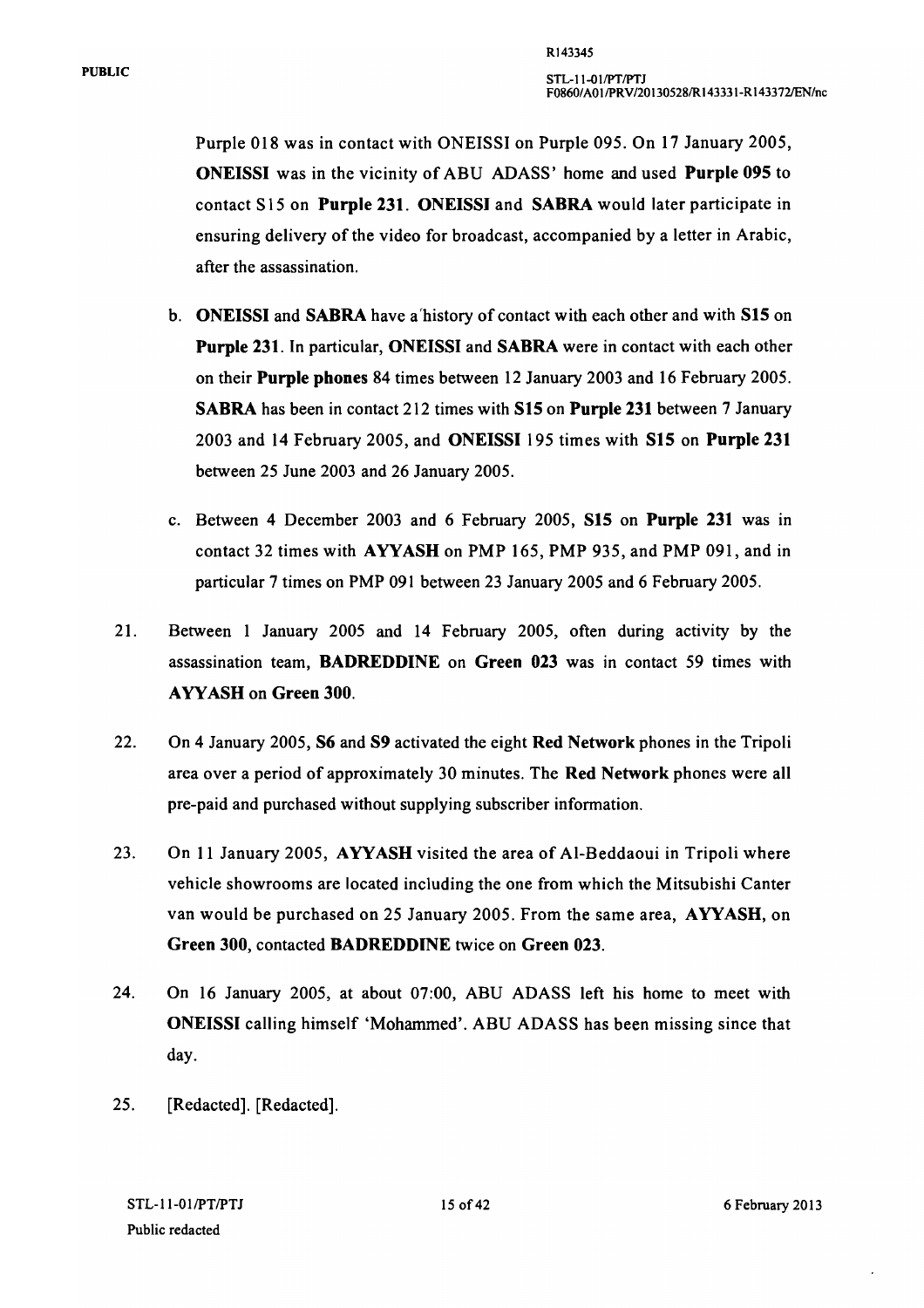Purple 018 was in contact with ONEISSI on Purple 095. On 17 January 2005, **ONEISSI** was in the vicinity of ABU ADASS' home and used **Purple 095** to contact S15 on **Purple 231**. **ONEISSI** and **SABRA** would later participate in ensuring delivery of the video for broadcast, accompanied by a letter in Arabic, after the assassination.

b. **ONEISSI** and **SABRA** have a history of contact with each other and with **S15** on **Purple 231**. In particular, **ONEISSI** and **SABRA** were in contact with each other on their **Purple phones** 84 times between 12 January 2003 and 16 February 2005. **SABRA** has been in contact 212 times with **S15** on **Purple 231** between 7 January 2003 and 14 February 2005, and **ONEISSI** 195 times with **S15** on **Purple 231** between 25 June 2003 and 26 January 2005.

c. Between 4 December 2003 and 6 February 2005, **S15** on **Purple 231** was in contact 32 times with **AYYASH** on PMP 165, PMP 935, and PMP 091, and in particular 7 times on PMP 091 between 23 January 2005 and 6 February 2005.

21. Between 1 January 2005 and 14 February 2005, often during activity by the assassination team, **BADREDDINE** on **Green 023** was in contact 59 times with **AYYASH** on **Green 300**.

22. On 4 January 2005, **S6** and **S9** activated the eight **Red Network** phones in the Tripoli area over a period of approximately 30 minutes. The **Red Network** phones were all pre-paid and purchased without supplying subscriber information.

23. On 11 January 2005, **AYYASH** visited the area of Al-Beddaoui in Tripoli where vehicle showrooms are located including the one from which the Mitsubishi Canter van would be purchased on 25 January 2005. From the same area, **AYYASH**, on **Green 300**, contacted **BADREDDINE** twice on **Green 023**.

24. On 16 January 2005, at about 07:00, ABU ADASS left his home to meet with **ONEISSI** calling himself 'Mohammed'. ABU ADASS has been missing since that day.

25. [Redacted]. [Redacted].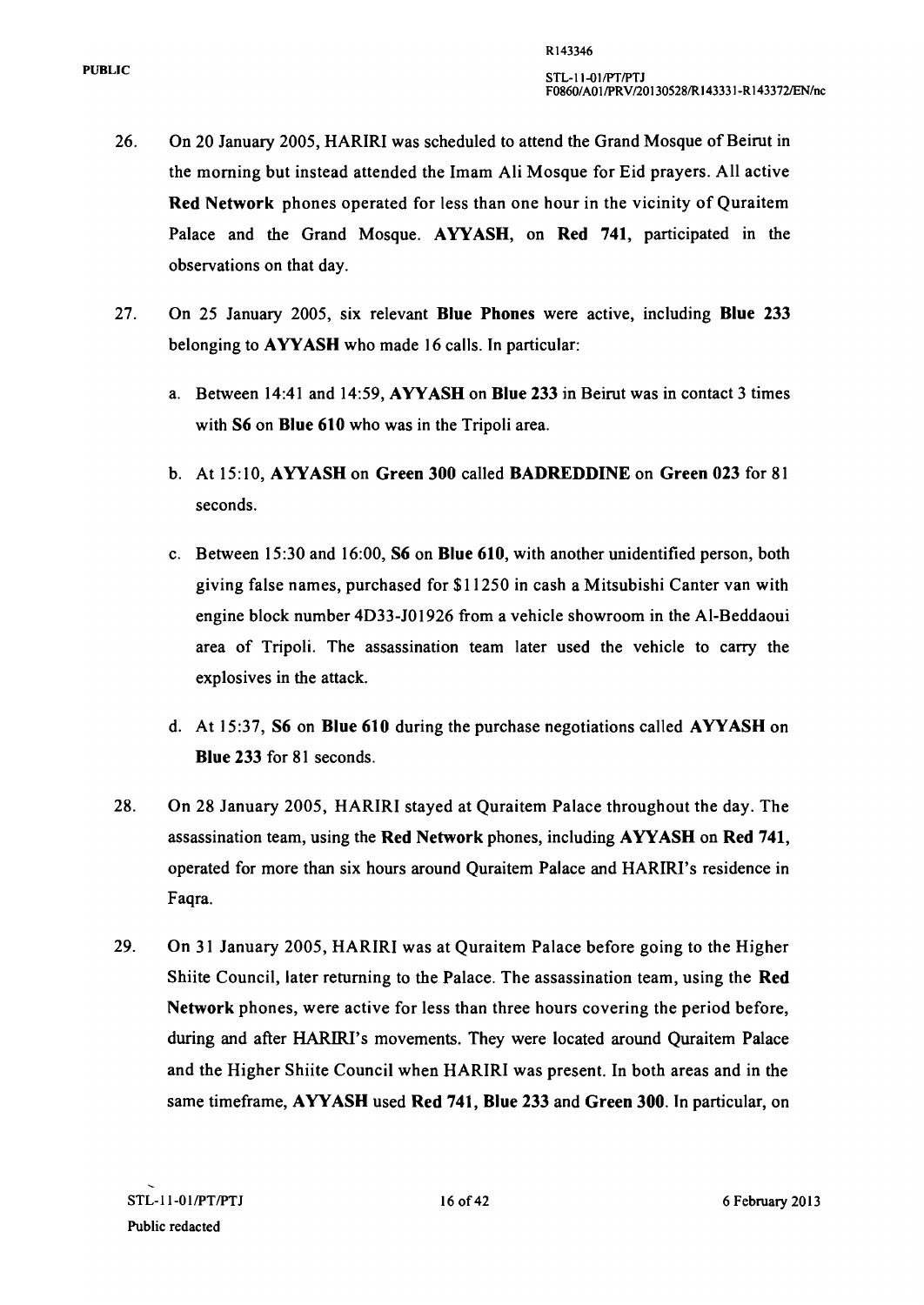26. On 20 January 2005, HARIRI was scheduled to attend the Grand Mosque of Beirut in the morning but instead attended the Imam Ali Mosque for Eid prayers. All active **Red Network** phones operated for less than one hour in the vicinity of Quraitem Palace and the Grand Mosque. **AYYASH**, on **Red 741**, participated in the observations on that day.

27. On 25 January 2005, six relevant **Blue Phones** were active, including **Blue 233** belonging to **AYYASH** who made 16 calls. In particular:

    a. Between 14:41 and 14:59, **AYYASH** on **Blue 233** in Beirut was in contact 3 times with **S6** on **Blue 610** who was in the Tripoli area.

    b. At 15:10, **AYYASH** on **Green 300** called **BADREDDINE** on **Green 023** for 81 seconds.

    c. Between 15:30 and 16:00, **S6** on **Blue 610**, with another unidentified person, both giving false names, purchased for $11250 in cash a Mitsubishi Canter van with engine block number 4D33-J01926 from a vehicle showroom in the Al-Beddaoui area of Tripoli. The assassination team later used the vehicle to carry the explosives in the attack.

    d. At 15:37, **S6** on **Blue 610** during the purchase negotiations called **AYYASH** on **Blue 233** for 81 seconds.

28. On 28 January 2005, HARIRI stayed at Quraitem Palace throughout the day. The assassination team, using the **Red Network** phones, including **AYYASH** on **Red 741,** operated for more than six hours around Quraitem Palace and HARIRI's residence in Faqra.

29. On 31 January 2005, HARIRI was at Quraitem Palace before going to the Higher Shiite Council, later returning to the Palace. The assassination team, using the **Red Network** phones, were active for less than three hours covering the period before, during and after HARIRI's movements. They were located around Quraitem Palace and the Higher Shiite Council when HARIRI was present. In both areas and in the same timeframe, **AYYASH** used **Red 741, Blue 233** and **Green 300**. In particular, on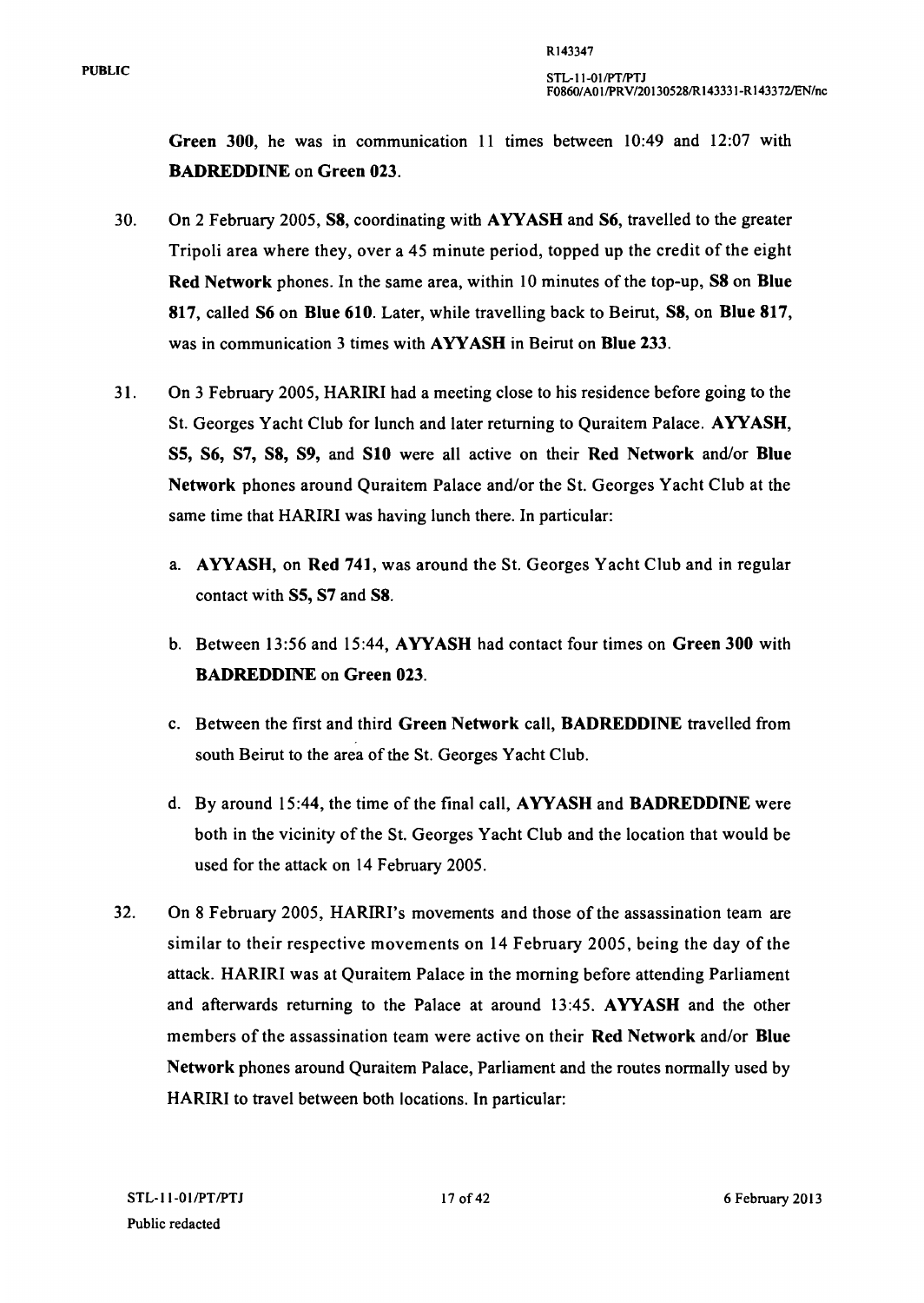**Green 300**, he was in communication 11 times between 10:49 and 12:07 with **BADREDDINE** on **Green 023**.

30. On 2 February 2005, **S8**, coordinating with **AYYASH** and **S6**, travelled to the greater Tripoli area where they, over a 45 minute period, topped up the credit of the eight **Red Network** phones. In the same area, within 10 minutes of the top-up, **S8** on **Blue 817**, called **S6** on **Blue 610**. Later, while travelling back to Beirut, **S8**, on **Blue 817**, was in communication 3 times with **AYYASH** in Beirut on **Blue 233**.

31. On 3 February 2005, HARIRI had a meeting close to his residence before going to the St. Georges Yacht Club for lunch and later returning to Quraitem Palace. **AYYASH, S5, S6, S7, S8, S9,** and **S10** were all active on their **Red Network** and/or **Blue Network** phones around Quraitem Palace and/or the St. Georges Yacht Club at the same time that HARIRI was having lunch there. In particular:

    a. **AYYASH**, on **Red 741**, was around the St. Georges Yacht Club and in regular contact with **S5, S7** and **S8**.

    b. Between 13:56 and 15:44, **AYYASH** had contact four times on **Green 300** with **BADREDDINE** on **Green 023**.

    c. Between the first and third **Green Network** call, **BADREDDINE** travelled from south Beirut to the area of the St. Georges Yacht Club.

    d. By around 15:44, the time of the final call, **AYYASH** and **BADREDDINE** were both in the vicinity of the St. Georges Yacht Club and the location that would be used for the attack on 14 February 2005.

32. On 8 February 2005, HARIRI's movements and those of the assassination team are similar to their respective movements on 14 February 2005, being the day of the attack. HARIRI was at Quraitem Palace in the morning before attending Parliament and afterwards returning to the Palace at around 13:45. **AYYASH** and the other members of the assassination team were active on their **Red Network** and/or **Blue Network** phones around Quraitem Palace, Parliament and the routes normally used by HARIRI to travel between both locations. In particular: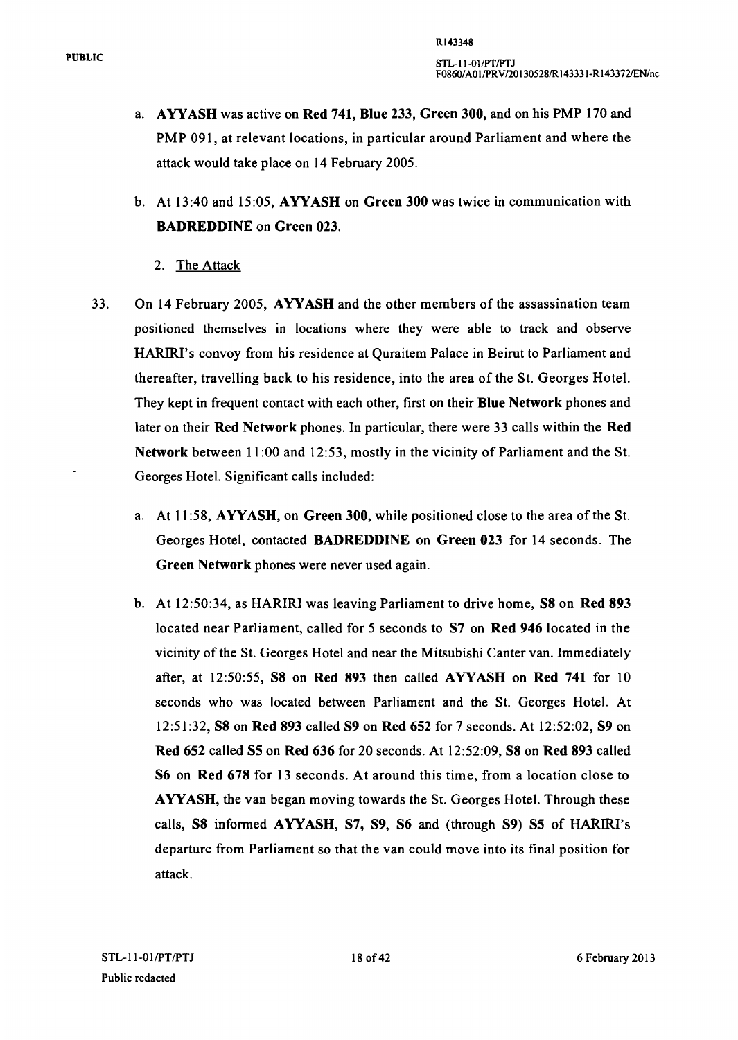a. **AYYASH** was active on **Red 741, Blue 233, Green 300**, and on his PMP 170 and PMP 091, at relevant locations, in particular around Parliament and where the attack would take place on 14 February 2005.

b. At 13:40 and 15:05, **AYYASH** on **Green 300** was twice in communication with **BADREDDINE** on **Green 023**.

2. The Attack

33. On 14 February 2005, **AYYASH** and the other members of the assassination team positioned themselves in locations where they were able to track and observe HARIRI's convoy from his residence at Quraitem Palace in Beirut to Parliament and thereafter, travelling back to his residence, into the area of the St. Georges Hotel. They kept in frequent contact with each other, first on their **Blue Network** phones and later on their **Red Network** phones. In particular, there were 33 calls within the **Red Network** between 11:00 and 12:53, mostly in the vicinity of Parliament and the St. Georges Hotel. Significant calls included:

a. At 11:58, **AYYASH**, on **Green 300**, while positioned close to the area of the St. Georges Hotel, contacted **BADREDDINE** on **Green 023** for 14 seconds. The **Green Network** phones were never used again.

b. At 12:50:34, as HARIRI was leaving Parliament to drive home, **S8** on **Red 893** located near Parliament, called for 5 seconds to **S7** on **Red 946** located in the vicinity of the St. Georges Hotel and near the Mitsubishi Canter van. Immediately after, at 12:50:55, **S8** on **Red 893** then called **AYYASH** on **Red 741** for 10 seconds who was located between Parliament and the St. Georges Hotel. At 12:51:32, **S8** on **Red 893** called **S9** on **Red 652** for 7 seconds. At 12:52:02, **S9** on **Red 652** called **S5** on **Red 636** for 20 seconds. At 12:52:09, **S8** on **Red 893** called **S6** on **Red 678** for 13 seconds. At around this time, from a location close to **AYYASH**, the van began moving towards the St. Georges Hotel. Through these calls, **S8** informed **AYYASH, S7, S9, S6** and (through **S9**) **S5** of HARIRI's departure from Parliament so that the van could move into its final position for attack.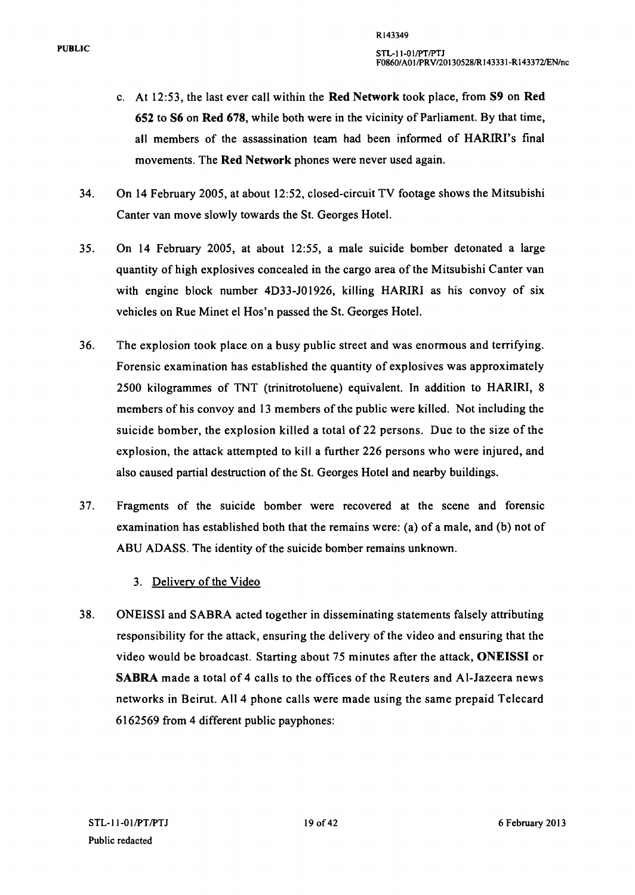c. At 12:53, the last ever call within the **Red Network** took place, from **S9** on **Red 652** to **S6** on **Red 678**, while both were in the vicinity of Parliament. By that time, all members of the assassination team had been informed of HARIRI's final movements. The **Red Network** phones were never used again.

34. On 14 February 2005, at about 12:52, closed-circuit TV footage shows the Mitsubishi Canter van move slowly towards the St. Georges Hotel.

35. On 14 February 2005, at about 12:55, a male suicide bomber detonated a large quantity of high explosives concealed in the cargo area of the Mitsubishi Canter van with engine block number 4D33-J01926, killing HARIRI as his convoy of six vehicles on Rue Minet el Hos'n passed the St. Georges Hotel.

36. The explosion took place on a busy public street and was enormous and terrifying. Forensic examination has established the quantity of explosives was approximately 2500 kilogrammes of TNT (trinitrotoluene) equivalent. In addition to HARIRI, 8 members of his convoy and 13 members of the public were killed. Not including the suicide bomber, the explosion killed a total of 22 persons. Due to the size of the explosion, the attack attempted to kill a further 226 persons who were injured, and also caused partial destruction of the St. Georges Hotel and nearby buildings.

37. Fragments of the suicide bomber were recovered at the scene and forensic examination has established both that the remains were: (a) of a male, and (b) not of ABU ADASS. The identity of the suicide bomber remains unknown.

3. <u>Delivery of the Video</u>

38. ONEISSI and SABRA acted together in disseminating statements falsely attributing responsibility for the attack, ensuring the delivery of the video and ensuring that the video would be broadcast. Starting about 75 minutes after the attack, **ONEISSI** or **SABRA** made a total of 4 calls to the offices of the Reuters and Al-Jazeera news networks in Beirut. All 4 phone calls were made using the same prepaid Telecard 6162569 from 4 different public payphones: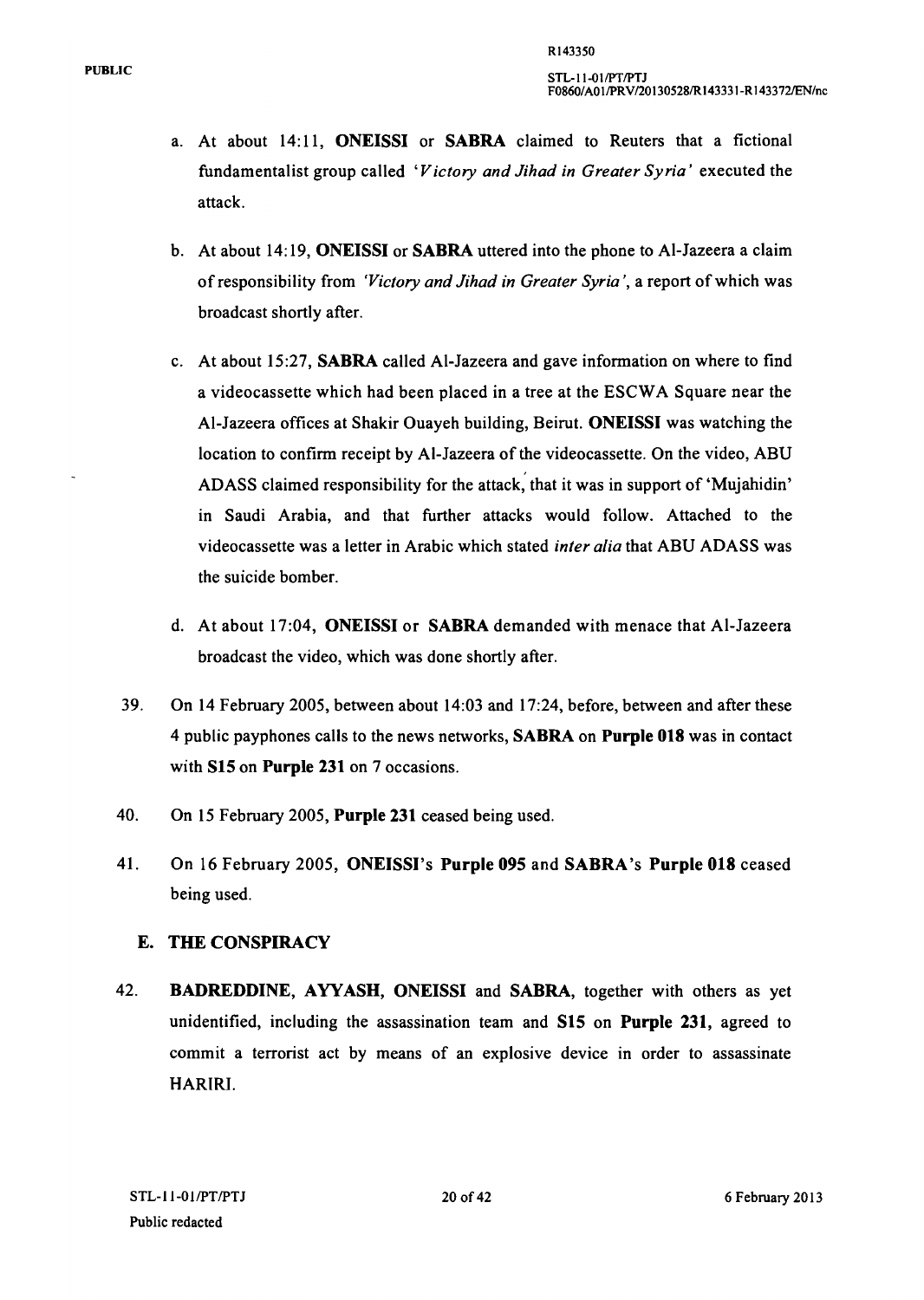a. At about 14:11, **ONEISSI** or **SABRA** claimed to Reuters that a fictional fundamentalist group called *'Victory and Jihad in Greater Syria'* executed the attack.

b. At about 14:19, **ONEISSI** or **SABRA** uttered into the phone to Al-Jazeera a claim of responsibility from *'Victory and Jihad in Greater Syria'*, a report of which was broadcast shortly after.

c. At about 15:27, **SABRA** called Al-Jazeera and gave information on where to find a videocassette which had been placed in a tree at the ESCWA Square near the Al-Jazeera offices at Shakir Ouayeh building, Beirut. **ONEISSI** was watching the location to confirm receipt by Al-Jazeera of the videocassette. On the video, ABU ADASS claimed responsibility for the attack, that it was in support of 'Mujahidin' in Saudi Arabia, and that further attacks would follow. Attached to the videocassette was a letter in Arabic which stated *inter alia* that ABU ADASS was the suicide bomber.

d. At about 17:04, **ONEISSI** or **SABRA** demanded with menace that Al-Jazeera broadcast the video, which was done shortly after.

39. On 14 February 2005, between about 14:03 and 17:24, before, between and after these 4 public payphones calls to the news networks, **SABRA** on **Purple 018** was in contact with **S15** on **Purple 231** on 7 occasions.

40. On 15 February 2005, **Purple 231** ceased being used.

41. On 16 February 2005, **ONEISSI**'s **Purple 095** and **SABRA**'s **Purple 018** ceased being used.

## E. THE CONSPIRACY

42. **BADREDDINE, AYYASH, ONEISSI** and **SABRA**, together with others as yet unidentified, including the assassination team and **S15** on **Purple 231**, agreed to commit a terrorist act by means of an explosive device in order to assassinate HARIRI.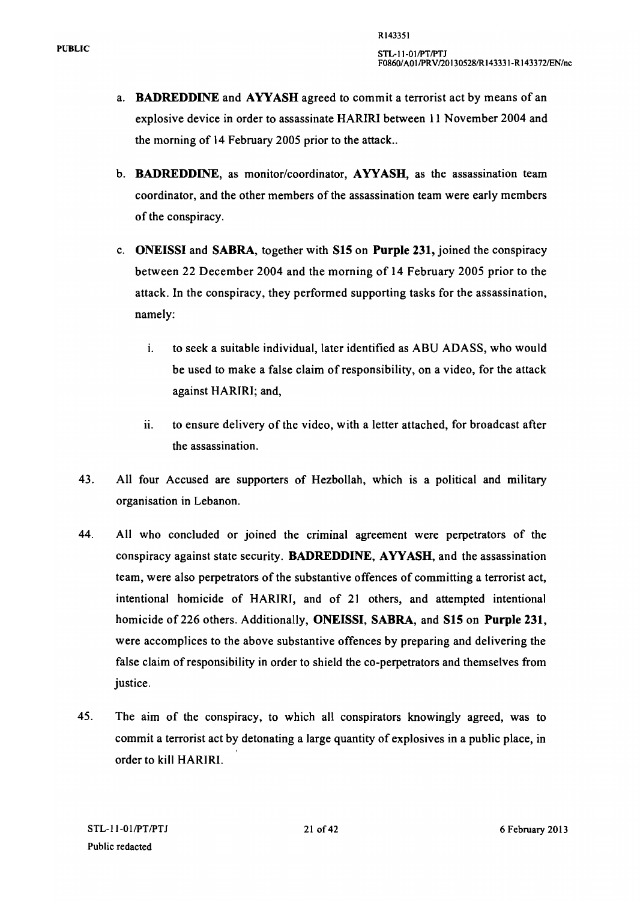a. **BADREDDINE** and **AYYASH** agreed to commit a terrorist act by means of an explosive device in order to assassinate HARIRI between 11 November 2004 and the morning of 14 February 2005 prior to the attack..

b. **BADREDDINE**, as monitor/coordinator, **AYYASH**, as the assassination team coordinator, and the other members of the assassination team were early members of the conspiracy.

c. **ONEISSI** and **SABRA**, together with **S15** on **Purple 231**, joined the conspiracy between 22 December 2004 and the morning of 14 February 2005 prior to the attack. In the conspiracy, they performed supporting tasks for the assassination, namely:

   i. to seek a suitable individual, later identified as ABU ADASS, who would be used to make a false claim of responsibility, on a video, for the attack against HARIRI; and,

   ii. to ensure delivery of the video, with a letter attached, for broadcast after the assassination.

43. All four Accused are supporters of Hezbollah, which is a political and military organisation in Lebanon.

44. All who concluded or joined the criminal agreement were perpetrators of the conspiracy against state security. **BADREDDINE**, **AYYASH**, and the assassination team, were also perpetrators of the substantive offences of committing a terrorist act, intentional homicide of HARIRI, and of 21 others, and attempted intentional homicide of 226 others. Additionally, **ONEISSI**, **SABRA**, and **S15** on **Purple 231**, were accomplices to the above substantive offences by preparing and delivering the false claim of responsibility in order to shield the co-perpetrators and themselves from justice.

45. The aim of the conspiracy, to which all conspirators knowingly agreed, was to commit a terrorist act by detonating a large quantity of explosives in a public place, in order to kill HARIRI.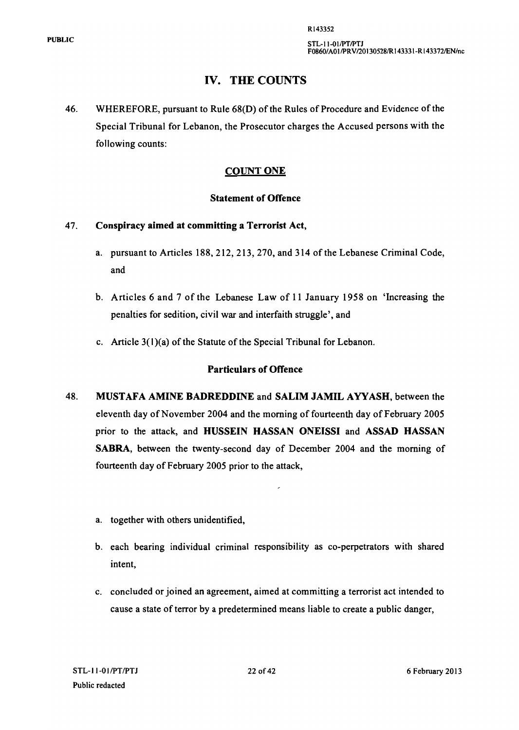## IV. THE COUNTS

46. WHEREFORE, pursuant to Rule 68(D) of the Rules of Procedure and Evidence of the Special Tribunal for Lebanon, the Prosecutor charges the Accused persons with the following counts:

### COUNT ONE

#### Statement of Offence

47. **Conspiracy aimed at committing a Terrorist Act,**

    a. pursuant to Articles 188, 212, 213, 270, and 314 of the Lebanese Criminal Code, and

    b. Articles 6 and 7 of the Lebanese Law of 11 January 1958 on 'Increasing the penalties for sedition, civil war and interfaith struggle', and

    c. Article 3(1)(a) of the Statute of the Special Tribunal for Lebanon.

#### Particulars of Offence

48. **MUSTAFA AMINE BADREDDINE** and **SALIM JAMIL AYYASH**, between the eleventh day of November 2004 and the morning of fourteenth day of February 2005 prior to the attack, and **HUSSEIN HASSAN ONEISSI** and **ASSAD HASSAN SABRA**, between the twenty-second day of December 2004 and the morning of fourteenth day of February 2005 prior to the attack,

    a. together with others unidentified,

    b. each bearing individual criminal responsibility as co-perpetrators with shared intent,

    c. concluded or joined an agreement, aimed at committing a terrorist act intended to cause a state of terror by a predetermined means liable to create a public danger,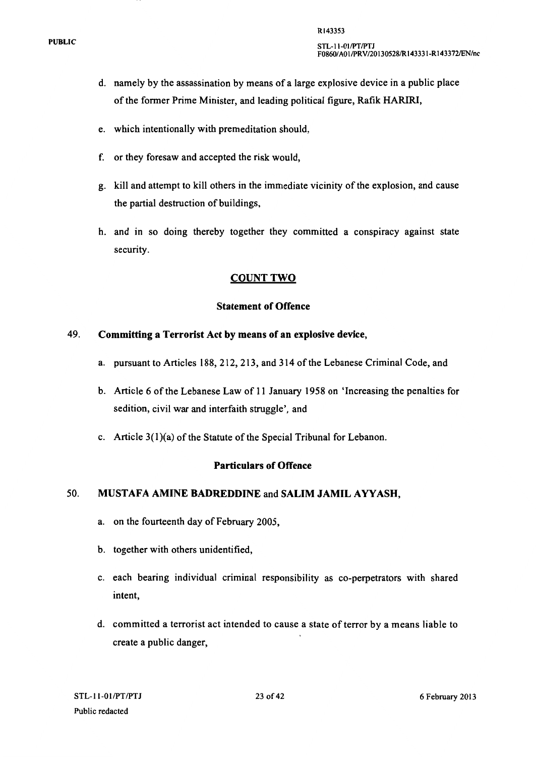d. namely by the assassination by means of a large explosive device in a public place of the former Prime Minister, and leading political figure, Rafik HARIRI,

e. which intentionally with premeditation should,

f. or they foresaw and accepted the risk would,

g. kill and attempt to kill others in the immediate vicinity of the explosion, and cause the partial destruction of buildings,

h. and in so doing thereby together they committed a conspiracy against state security.

## COUNT TWO

### Statement of Offence

49. **Committing a Terrorist Act by means of an explosive device,**

a. pursuant to Articles 188, 212, 213, and 314 of the Lebanese Criminal Code, and

b. Article 6 of the Lebanese Law of 11 January 1958 on 'Increasing the penalties for sedition, civil war and interfaith struggle', and

c. Article 3(1)(a) of the Statute of the Special Tribunal for Lebanon.

### Particulars of Offence

50. **MUSTAFA AMINE BADREDDINE and SALIM JAMIL AYYASH,**

a. on the fourteenth day of February 2005,

b. together with others unidentified,

c. each bearing individual criminal responsibility as co-perpetrators with shared intent,

d. committed a terrorist act intended to cause a state of terror by a means liable to create a public danger,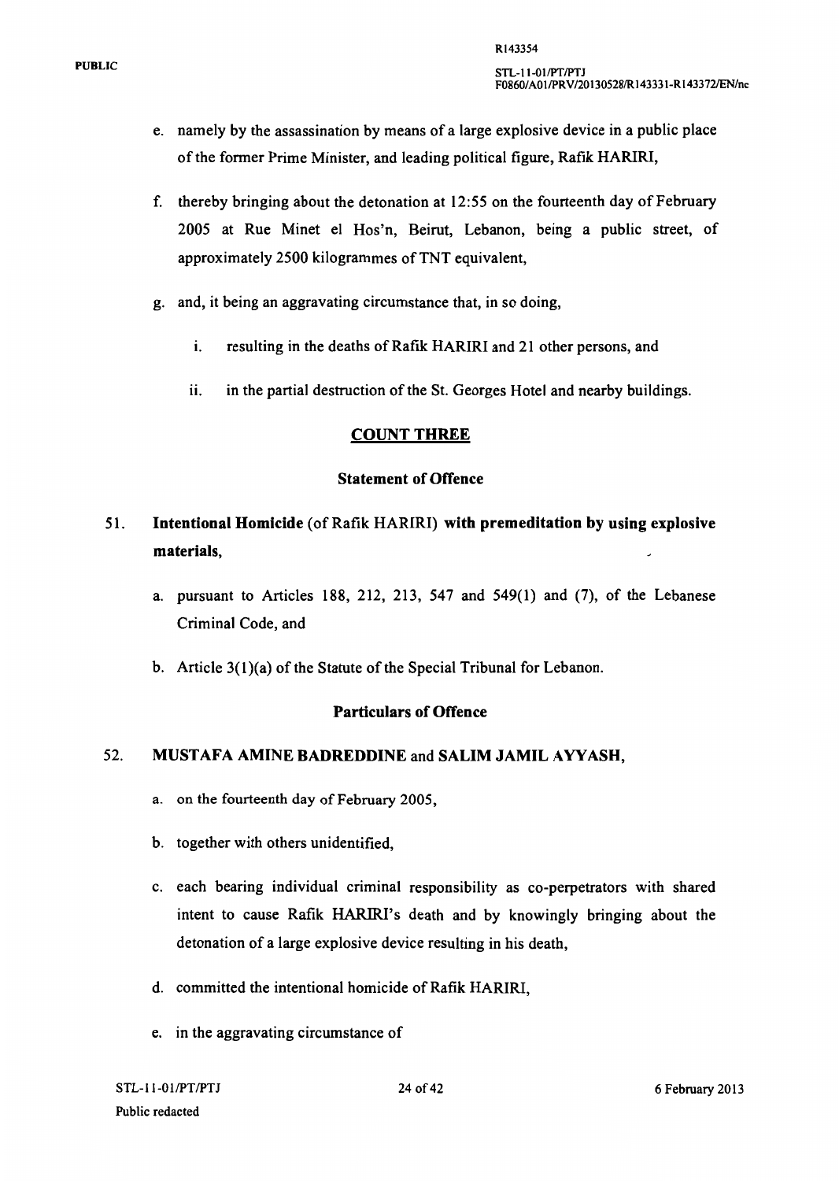e. namely by the assassination by means of a large explosive device in a public place of the former Prime Minister, and leading political figure, Rafik HARIRI,

f. thereby bringing about the detonation at 12:55 on the fourteenth day of February 2005 at Rue Minet el Hos'n, Beirut, Lebanon, being a public street, of approximately 2500 kilogrammes of TNT equivalent,

g. and, it being an aggravating circumstance that, in so doing,

   i. resulting in the deaths of Rafik HARIRI and 21 other persons, and

   ii. in the partial destruction of the St. Georges Hotel and nearby buildings.

## COUNT THREE

### Statement of Offence

51. **Intentional Homicide** (of Rafik HARIRI) **with premeditation by using explosive materials,**

   a. pursuant to Articles 188, 212, 213, 547 and 549(1) and (7), of the Lebanese Criminal Code, and

   b. Article 3(1)(a) of the Statute of the Special Tribunal for Lebanon.

### Particulars of Offence

52. **MUSTAFA AMINE BADREDDINE** and **SALIM JAMIL AYYASH**,

   a. on the fourteenth day of February 2005,

   b. together with others unidentified,

   c. each bearing individual criminal responsibility as co-perpetrators with shared intent to cause Rafik HARIRI's death and by knowingly bringing about the detonation of a large explosive device resulting in his death,

   d. committed the intentional homicide of Rafik HARIRI,

   e. in the aggravating circumstance of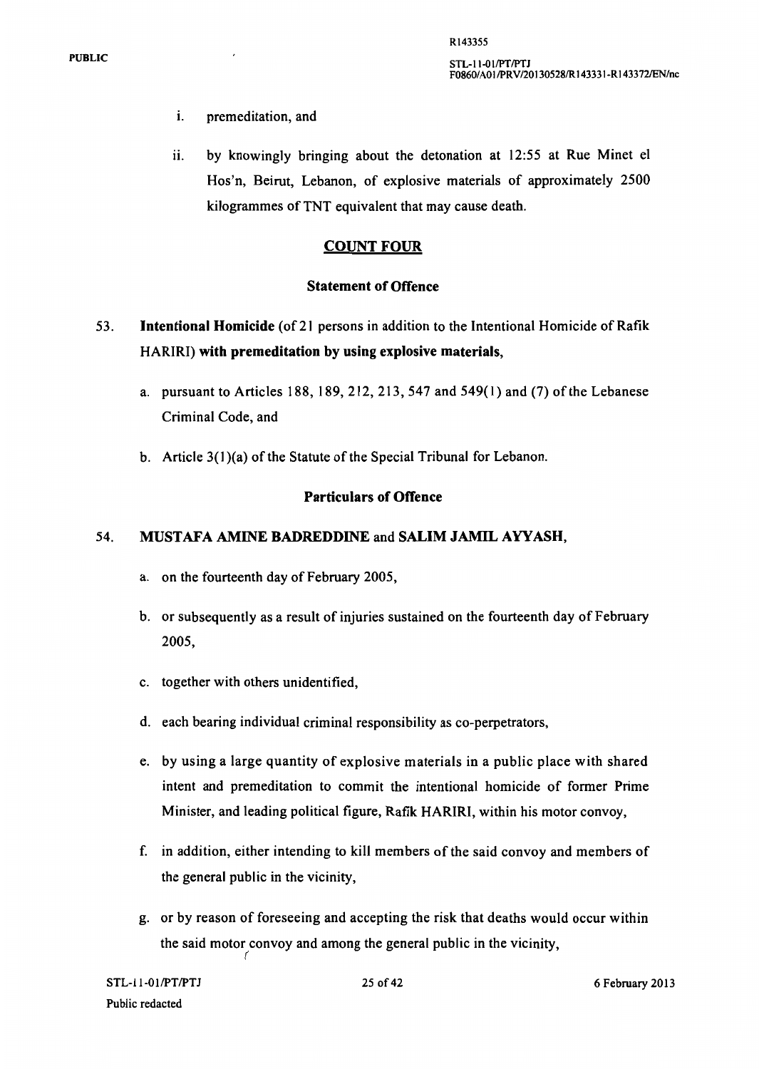i. premeditation, and

ii. by knowingly bringing about the detonation at 12:55 at Rue Minet el Hos'n, Beirut, Lebanon, of explosive materials of approximately 2500 kilogrammes of TNT equivalent that may cause death.

## COUNT FOUR

### Statement of Offence

53. **Intentional Homicide** (of 21 persons in addition to the Intentional Homicide of Rafik HARIRI) **with premeditation by using explosive materials,**

   a. pursuant to Articles 188, 189, 212, 213, 547 and 549(1) and (7) of the Lebanese Criminal Code, and

   b. Article 3(1)(a) of the Statute of the Special Tribunal for Lebanon.

### Particulars of Offence

54. **MUSTAFA AMINE BADREDDINE** and **SALIM JAMIL AYYASH,**

   a. on the fourteenth day of February 2005,

   b. or subsequently as a result of injuries sustained on the fourteenth day of February 2005,

   c. together with others unidentified,

   d. each bearing individual criminal responsibility as co-perpetrators,

   e. by using a large quantity of explosive materials in a public place with shared intent and premeditation to commit the intentional homicide of former Prime Minister, and leading political figure, Rafik HARIRI, within his motor convoy,

   f. in addition, either intending to kill members of the said convoy and members of the general public in the vicinity,

   g. or by reason of foreseeing and accepting the risk that deaths would occur within the said motor convoy and among the general public in the vicinity,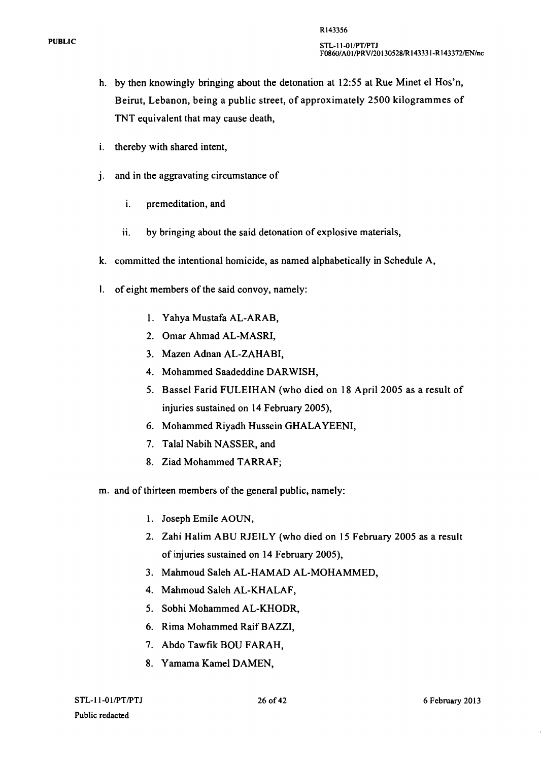h. by then knowingly bringing about the detonation at 12:55 at Rue Minet el Hos'n, Beirut, Lebanon, being a public street, of approximately 2500 kilogrammes of TNT equivalent that may cause death,

i. thereby with shared intent,

j. and in the aggravating circumstance of

   i. premeditation, and

   ii. by bringing about the said detonation of explosive materials,

k. committed the intentional homicide, as named alphabetically in Schedule A,

l. of eight members of the said convoy, namely:

   1. Yahya Mustafa AL-ARAB,
   2. Omar Ahmad AL-MASRI,
   3. Mazen Adnan AL-ZAHABI,
   4. Mohammed Saadeddine DARWISH,
   5. Bassel Farid FULEIHAN (who died on 18 April 2005 as a result of injuries sustained on 14 February 2005),
   6. Mohammed Riyadh Hussein GHALAYEENI,
   7. Talal Nabih NASSER, and
   8. Ziad Mohammed TARRAF;

m. and of thirteen members of the general public, namely:

   1. Joseph Emile AOUN,
   2. Zahi Halim ABU RJEILY (who died on 15 February 2005 as a result of injuries sustained on 14 February 2005),
   3. Mahmoud Saleh AL-HAMAD AL-MOHAMMED,
   4. Mahmoud Saleh AL-KHALAF,
   5. Sobhi Mohammed AL-KHODR,
   6. Rima Mohammed Raif BAZZI,
   7. Abdo Tawfik BOU FARAH,
   8. Yamama Kamel DAMEN,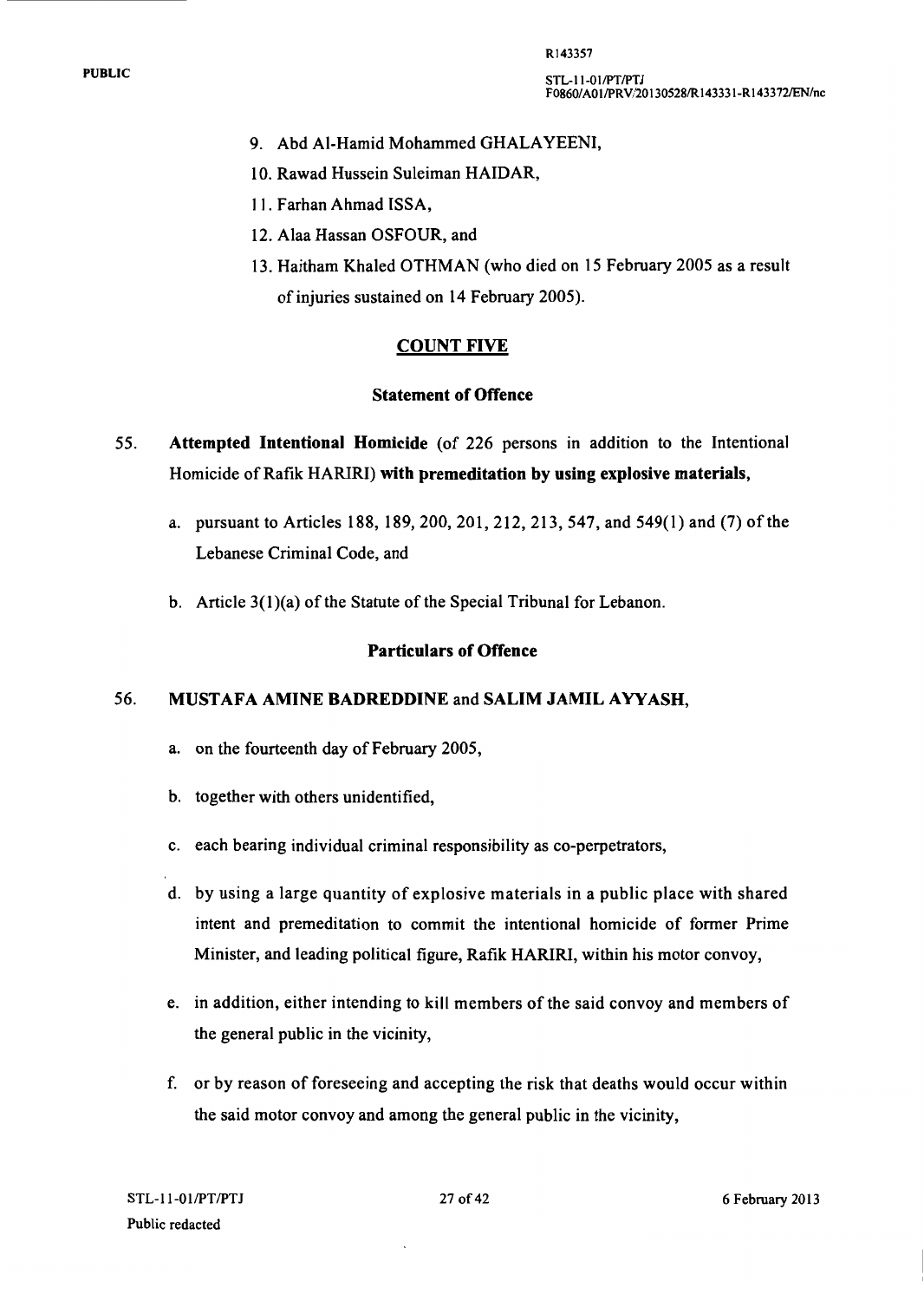9. Abd Al-Hamid Mohammed GHALAYEENI,
10. Rawad Hussein Suleiman HAIDAR,
11. Farhan Ahmad ISSA,
12. Alaa Hassan OSFOUR, and
13. Haitham Khaled OTHMAN (who died on 15 February 2005 as a result of injuries sustained on 14 February 2005).

## COUNT FIVE

### Statement of Offence

55. **Attempted Intentional Homicide** (of 226 persons in addition to the Intentional Homicide of Rafik HARIRI) **with premeditation by using explosive materials,**

   a. pursuant to Articles 188, 189, 200, 201, 212, 213, 547, and 549(1) and (7) of the Lebanese Criminal Code, and

   b. Article 3(1)(a) of the Statute of the Special Tribunal for Lebanon.

### Particulars of Offence

56. **MUSTAFA AMINE BADREDDINE** and **SALIM JAMIL AYYASH,**

   a. on the fourteenth day of February 2005,

   b. together with others unidentified,

   c. each bearing individual criminal responsibility as co-perpetrators,

   d. by using a large quantity of explosive materials in a public place with shared intent and premeditation to commit the intentional homicide of former Prime Minister, and leading political figure, Rafik HARIRI, within his motor convoy,

   e. in addition, either intending to kill members of the said convoy and members of the general public in the vicinity,

   f. or by reason of foreseeing and accepting the risk that deaths would occur within the said motor convoy and among the general public in the vicinity,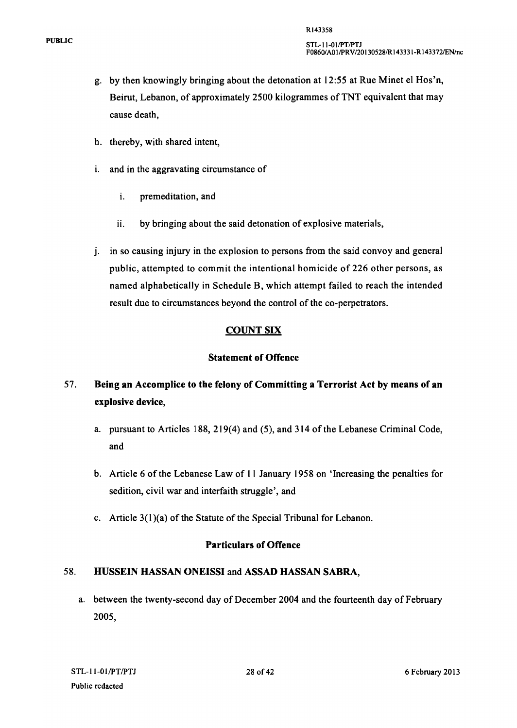g. by then knowingly bringing about the detonation at 12:55 at Rue Minet el Hos'n, Beirut, Lebanon, of approximately 2500 kilogrammes of TNT equivalent that may cause death,

h. thereby, with shared intent,

i. and in the aggravating circumstance of

   i. premeditation, and

   ii. by bringing about the said detonation of explosive materials,

j. in so causing injury in the explosion to persons from the said convoy and general public, attempted to commit the intentional homicide of 226 other persons, as named alphabetically in Schedule B, which attempt failed to reach the intended result due to circumstances beyond the control of the co-perpetrators.

## COUNT SIX

### Statement of Offence

57. **Being an Accomplice to the felony of Committing a Terrorist Act by means of an explosive device,**

   a. pursuant to Articles 188, 219(4) and (5), and 314 of the Lebanese Criminal Code, and

   b. Article 6 of the Lebanese Law of 11 January 1958 on 'Increasing the penalties for sedition, civil war and interfaith struggle', and

   c. Article 3(1)(a) of the Statute of the Special Tribunal for Lebanon.

### Particulars of Offence

58. **HUSSEIN HASSAN ONEISSI** and **ASSAD HASSAN SABRA**,

   a. between the twenty-second day of December 2004 and the fourteenth day of February 2005,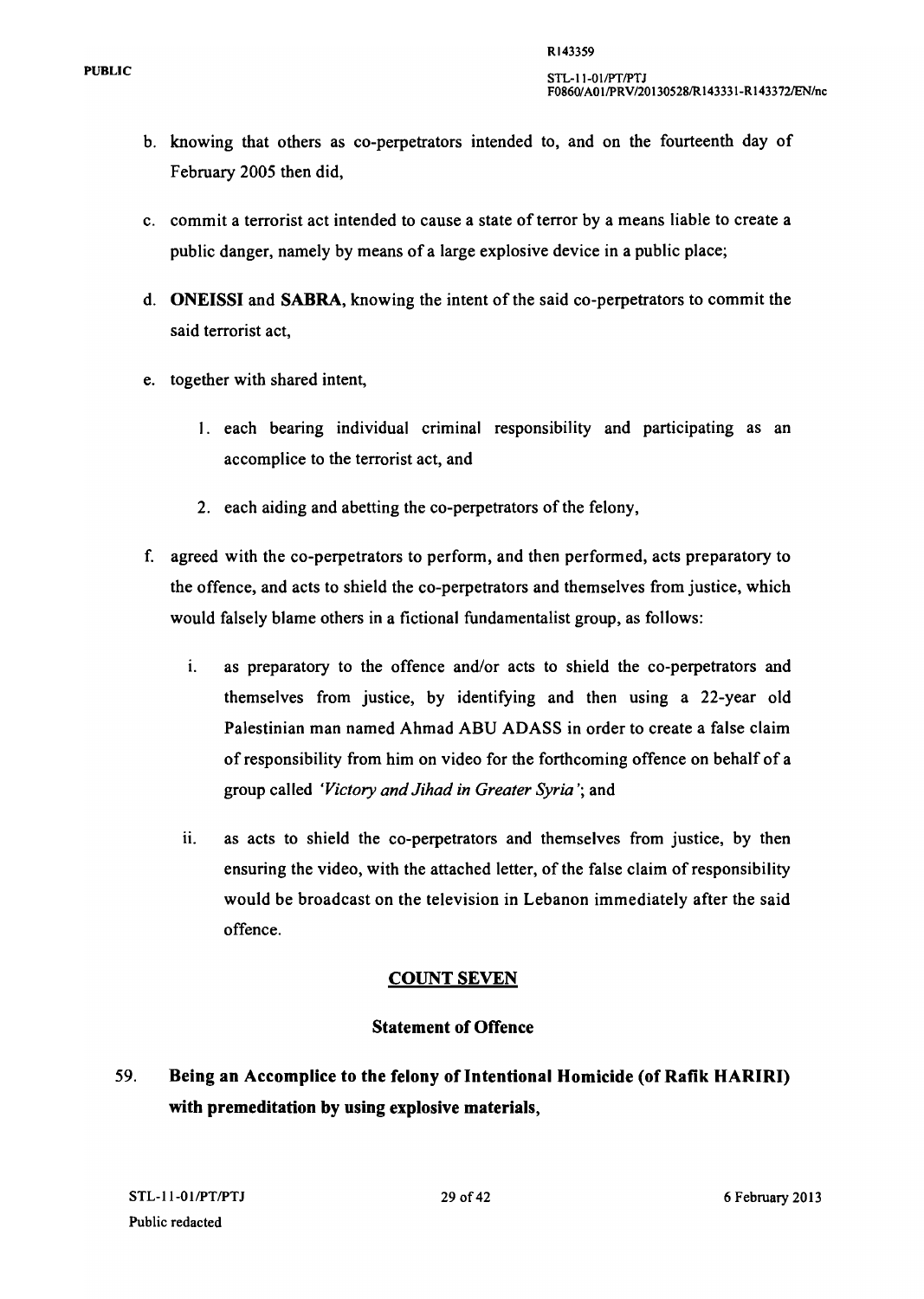b. knowing that others as co-perpetrators intended to, and on the fourteenth day of February 2005 then did,

c. commit a terrorist act intended to cause a state of terror by a means liable to create a public danger, namely by means of a large explosive device in a public place;

d. **ONEISSI** and **SABRA**, knowing the intent of the said co-perpetrators to commit the said terrorist act,

e. together with shared intent,

   1. each bearing individual criminal responsibility and participating as an accomplice to the terrorist act, and

   2. each aiding and abetting the co-perpetrators of the felony,

f. agreed with the co-perpetrators to perform, and then performed, acts preparatory to the offence, and acts to shield the co-perpetrators and themselves from justice, which would falsely blame others in a fictional fundamentalist group, as follows:

   i. as preparatory to the offence and/or acts to shield the co-perpetrators and themselves from justice, by identifying and then using a 22-year old Palestinian man named Ahmad ABU ADASS in order to create a false claim of responsibility from him on video for the forthcoming offence on behalf of a group called *'Victory and Jihad in Greater Syria'*; and

   ii. as acts to shield the co-perpetrators and themselves from justice, by then ensuring the video, with the attached letter, of the false claim of responsibility would be broadcast on the television in Lebanon immediately after the said offence.

## COUNT SEVEN

### Statement of Offence

59. **Being an Accomplice to the felony of Intentional Homicide (of Rafik HARIRI) with premeditation by using explosive materials,**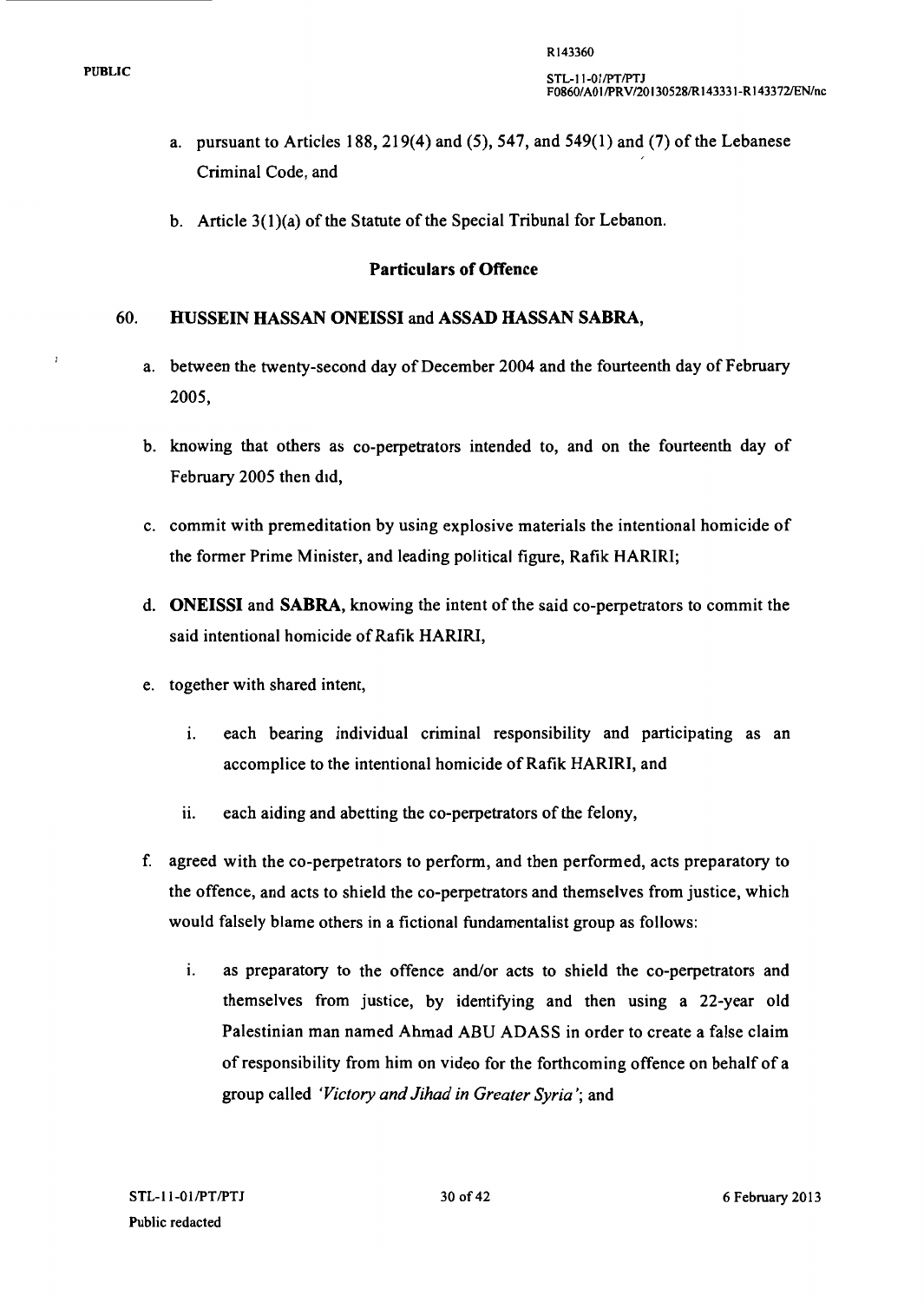a. pursuant to Articles 188, 219(4) and (5), 547, and 549(1) and (7) of the Lebanese Criminal Code, and

b. Article 3(1)(a) of the Statute of the Special Tribunal for Lebanon.

**Particulars of Offence**

60. **HUSSEIN HASSAN ONEISSI** and **ASSAD HASSAN SABRA**,

a. between the twenty-second day of December 2004 and the fourteenth day of February 2005,

b. knowing that others as co-perpetrators intended to, and on the fourteenth day of February 2005 then did,

c. commit with premeditation by using explosive materials the intentional homicide of the former Prime Minister, and leading political figure, Rafik HARIRI;

d. **ONEISSI** and **SABRA**, knowing the intent of the said co-perpetrators to commit the said intentional homicide of Rafik HARIRI,

e. together with shared intent,

   i. each bearing individual criminal responsibility and participating as an accomplice to the intentional homicide of Rafik HARIRI, and

   ii. each aiding and abetting the co-perpetrators of the felony,

f. agreed with the co-perpetrators to perform, and then performed, acts preparatory to the offence, and acts to shield the co-perpetrators and themselves from justice, which would falsely blame others in a fictional fundamentalist group as follows:

   i. as preparatory to the offence and/or acts to shield the co-perpetrators and themselves from justice, by identifying and then using a 22-year old Palestinian man named Ahmad ABU ADASS in order to create a false claim of responsibility from him on video for the forthcoming offence on behalf of a group called *'Victory and Jihad in Greater Syria'*; and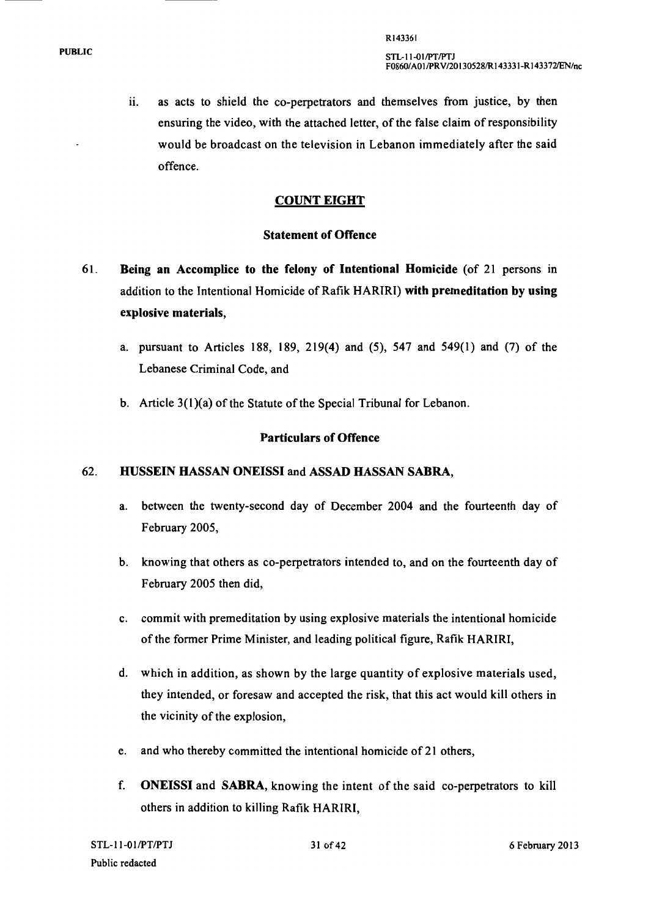ii. as acts to shield the co-perpetrators and themselves from justice, by then ensuring the video, with the attached letter, of the false claim of responsibility would be broadcast on the television in Lebanon immediately after the said offence.

## COUNT EIGHT

### Statement of Offence

61. **Being an Accomplice to the felony of Intentional Homicide** (of 21 persons in addition to the Intentional Homicide of Rafik HARIRI) **with premeditation by using explosive materials,**

   a. pursuant to Articles 188, 189, 219(4) and (5), 547 and 549(1) and (7) of the Lebanese Criminal Code, and

   b. Article 3(1)(a) of the Statute of the Special Tribunal for Lebanon.

### Particulars of Offence

62. **HUSSEIN HASSAN ONEISSI** and **ASSAD HASSAN SABRA**,

   a. between the twenty-second day of December 2004 and the fourteenth day of February 2005,

   b. knowing that others as co-perpetrators intended to, and on the fourteenth day of February 2005 then did,

   c. commit with premeditation by using explosive materials the intentional homicide of the former Prime Minister, and leading political figure, Rafik HARIRI,

   d. which in addition, as shown by the large quantity of explosive materials used, they intended, or foresaw and accepted the risk, that this act would kill others in the vicinity of the explosion,

   e. and who thereby committed the intentional homicide of 21 others,

   f. **ONEISSI** and **SABRA**, knowing the intent of the said co-perpetrators to kill others in addition to killing Rafik HARIRI,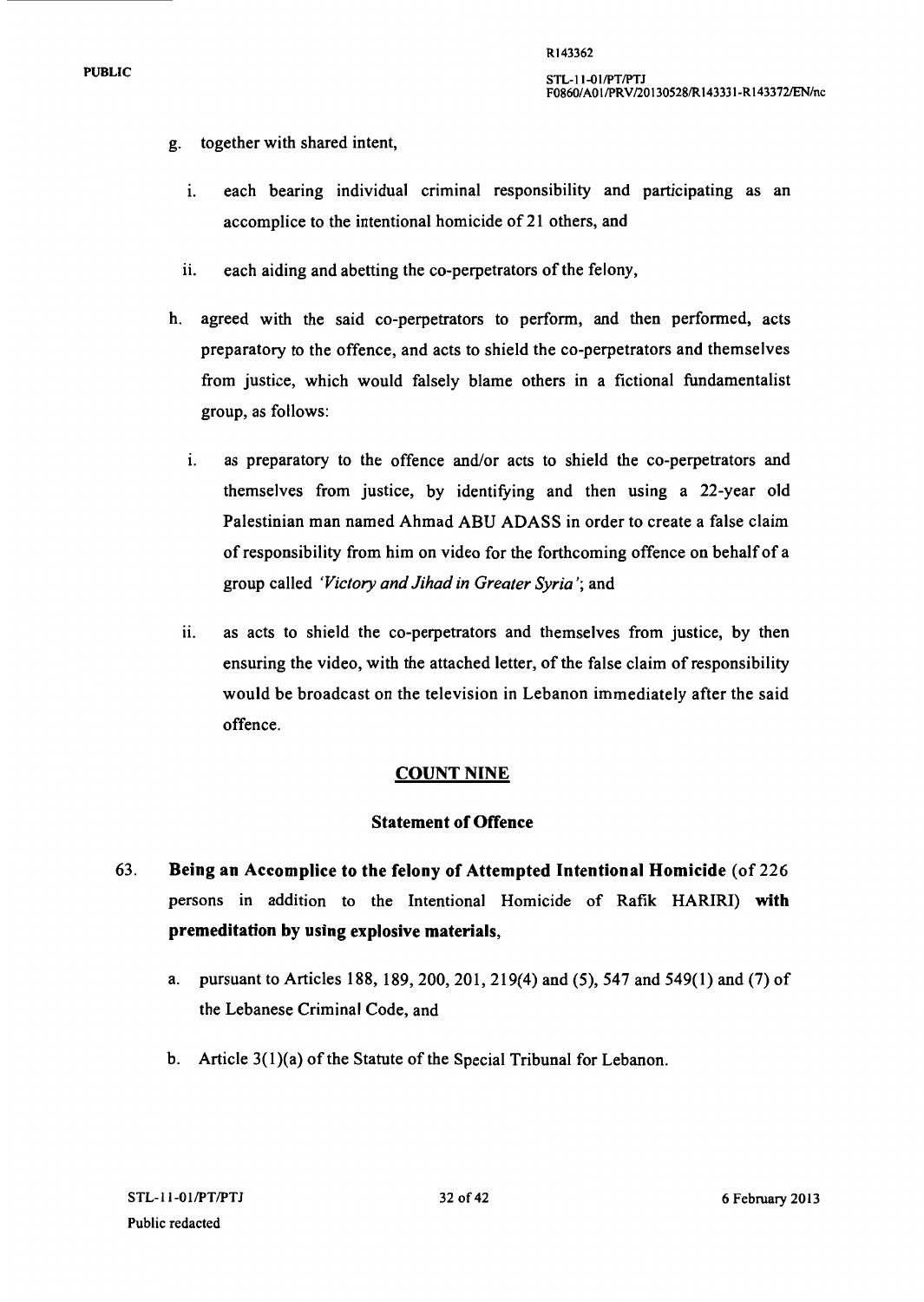g. together with shared intent,

   i. each bearing individual criminal responsibility and participating as an accomplice to the intentional homicide of 21 others, and

   ii. each aiding and abetting the co-perpetrators of the felony,

h. agreed with the said co-perpetrators to perform, and then performed, acts preparatory to the offence, and acts to shield the co-perpetrators and themselves from justice, which would falsely blame others in a fictional fundamentalist group, as follows:

   i. as preparatory to the offence and/or acts to shield the co-perpetrators and themselves from justice, by identifying and then using a 22-year old Palestinian man named Ahmad ABU ADASS in order to create a false claim of responsibility from him on video for the forthcoming offence on behalf of a group called *'Victory and Jihad in Greater Syria'*; and

   ii. as acts to shield the co-perpetrators and themselves from justice, by then ensuring the video, with the attached letter, of the false claim of responsibility would be broadcast on the television in Lebanon immediately after the said offence.

## COUNT NINE

### Statement of Offence

63. **Being an Accomplice to the felony of Attempted Intentional Homicide** (of 226 persons in addition to the Intentional Homicide of Rafik HARIRI) **with premeditation by using explosive materials,**

   a. pursuant to Articles 188, 189, 200, 201, 219(4) and (5), 547 and 549(1) and (7) of the Lebanese Criminal Code, and

   b. Article 3(1)(a) of the Statute of the Special Tribunal for Lebanon.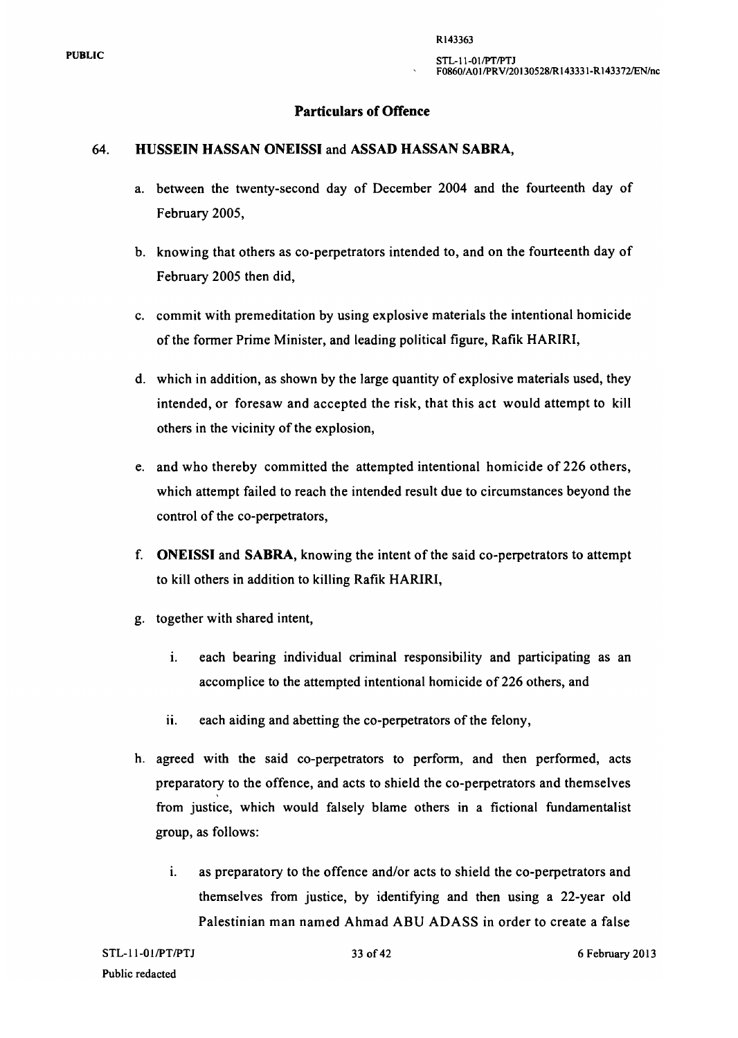## Particulars of Offence

64. **HUSSEIN HASSAN ONEISSI** and **ASSAD HASSAN SABRA**,

   a. between the twenty-second day of December 2004 and the fourteenth day of February 2005,

   b. knowing that others as co-perpetrators intended to, and on the fourteenth day of February 2005 then did,

   c. commit with premeditation by using explosive materials the intentional homicide of the former Prime Minister, and leading political figure, Rafik HARIRI,

   d. which in addition, as shown by the large quantity of explosive materials used, they intended, or foresaw and accepted the risk, that this act would attempt to kill others in the vicinity of the explosion,

   e. and who thereby committed the attempted intentional homicide of 226 others, which attempt failed to reach the intended result due to circumstances beyond the control of the co-perpetrators,

   f. **ONEISSI** and **SABRA**, knowing the intent of the said co-perpetrators to attempt to kill others in addition to killing Rafik HARIRI,

   g. together with shared intent,

      i. each bearing individual criminal responsibility and participating as an accomplice to the attempted intentional homicide of 226 others, and

      ii. each aiding and abetting the co-perpetrators of the felony,

   h. agreed with the said co-perpetrators to perform, and then performed, acts preparatory to the offence, and acts to shield the co-perpetrators and themselves from justice, which would falsely blame others in a fictional fundamentalist group, as follows:

      i. as preparatory to the offence and/or acts to shield the co-perpetrators and themselves from justice, by identifying and then using a 22-year old Palestinian man named Ahmad ABU ADASS in order to create a false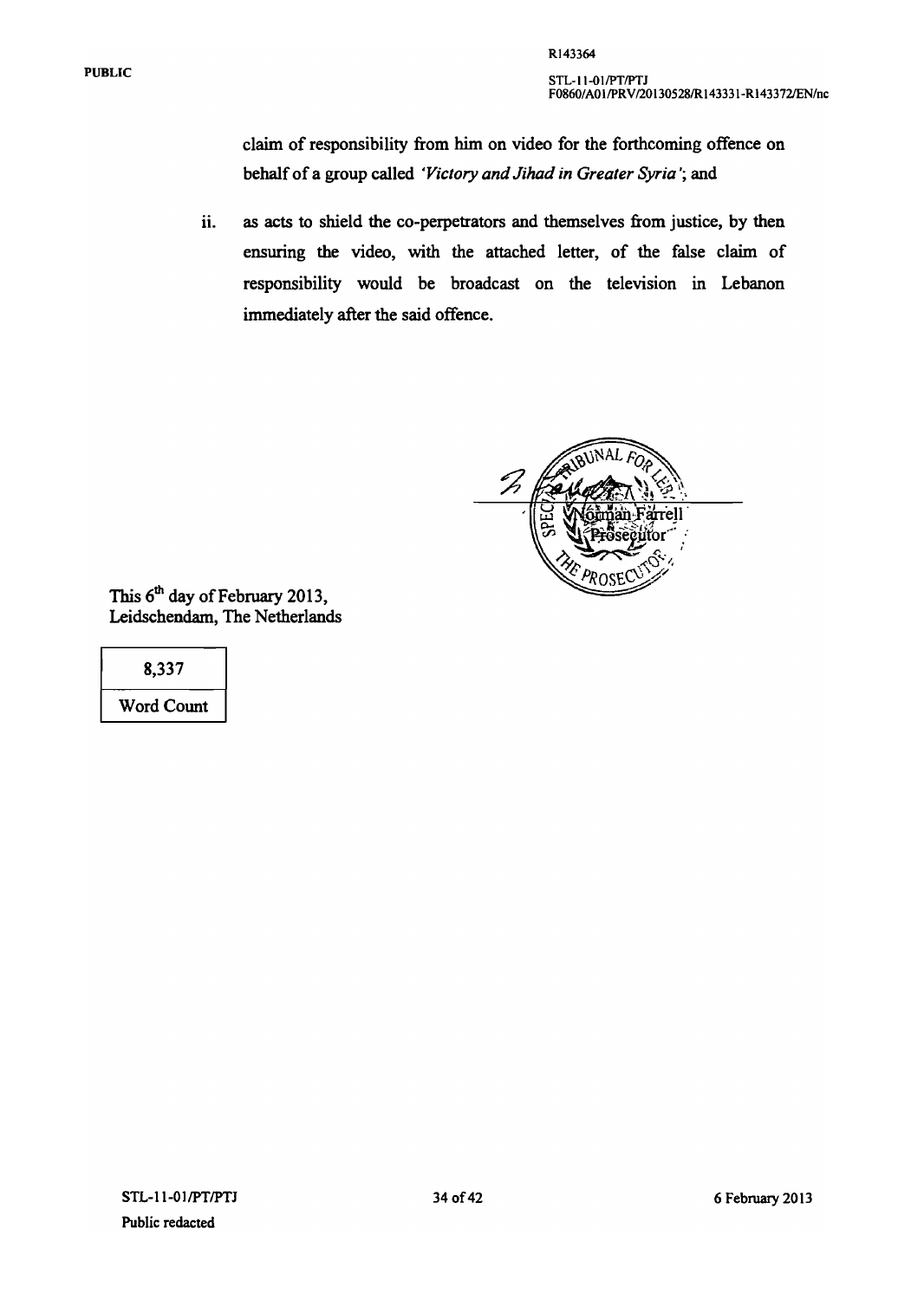claim of responsibility from him on video for the forthcoming offence on behalf of a group called *'Victory and Jihad in Greater Syria'*; and

ii. as acts to shield the co-perpetrators and themselves from justice, by then ensuring the video, with the attached letter, of the false claim of responsibility would be broadcast on the television in Lebanon immediately after the said offence.

Norman Farrell
Prosecutor

This 6th day of February 2013,
Leidschendam, The Netherlands

| |
|---|
| 8,337 |
| Word Count |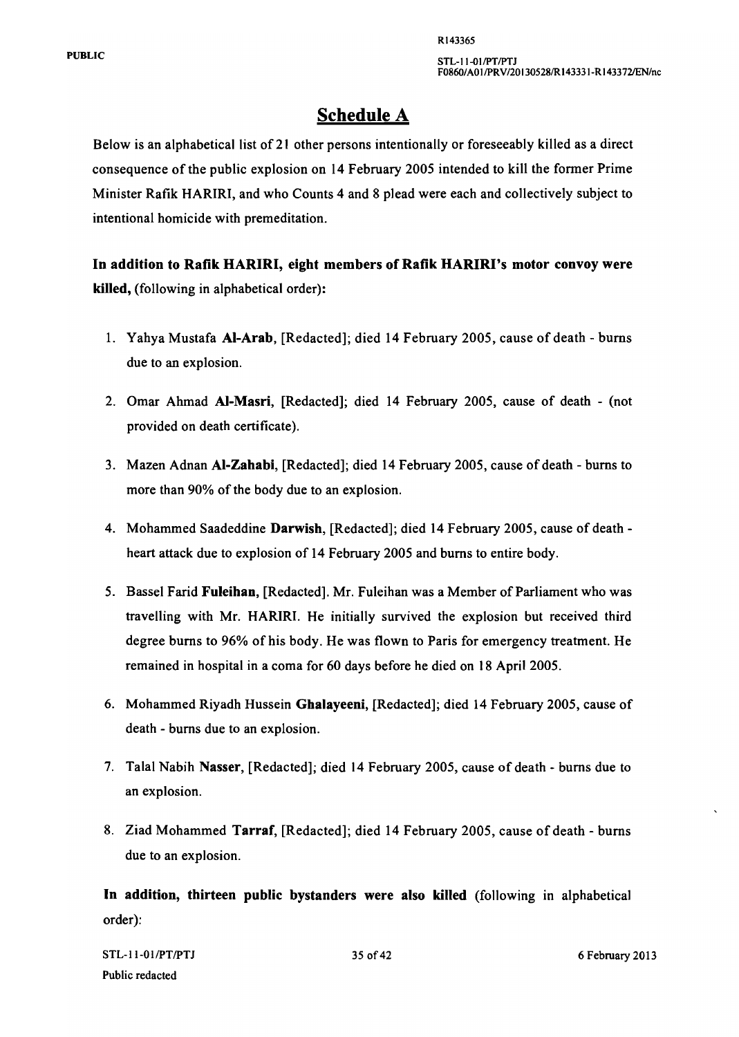## Schedule A

Below is an alphabetical list of 21 other persons intentionally or foreseeably killed as a direct consequence of the public explosion on 14 February 2005 intended to kill the former Prime Minister Rafik HARIRI, and who Counts 4 and 8 plead were each and collectively subject to intentional homicide with premeditation.

**In addition to Rafik HARIRI, eight members of Rafik HARIRI's motor convoy were killed,** (following in alphabetical order):

1. Yahya Mustafa **Al-Arab**, [Redacted]; died 14 February 2005, cause of death - burns due to an explosion.
2. Omar Ahmad **Al-Masri**, [Redacted]; died 14 February 2005, cause of death - (not provided on death certificate).
3. Mazen Adnan **Al-Zahabi**, [Redacted]; died 14 February 2005, cause of death - burns to more than 90% of the body due to an explosion.
4. Mohammed Saadeddine **Darwish**, [Redacted]; died 14 February 2005, cause of death - heart attack due to explosion of 14 February 2005 and burns to entire body.
5. Bassel Farid **Fuleihan,** [Redacted]. Mr. Fuleihan was a Member of Parliament who was travelling with Mr. HARIRI. He initially survived the explosion but received third degree burns to 96% of his body. He was flown to Paris for emergency treatment. He remained in hospital in a coma for 60 days before he died on 18 April 2005.
6. Mohammed Riyadh Hussein **Ghalayeeni**, [Redacted]; died 14 February 2005, cause of death - burns due to an explosion.
7. Talal Nabih **Nasser**, [Redacted]; died 14 February 2005, cause of death - burns due to an explosion.
8. Ziad Mohammed **Tarraf**, [Redacted]; died 14 February 2005, cause of death - burns due to an explosion.

**In addition, thirteen public bystanders were also killed** (following in alphabetical order):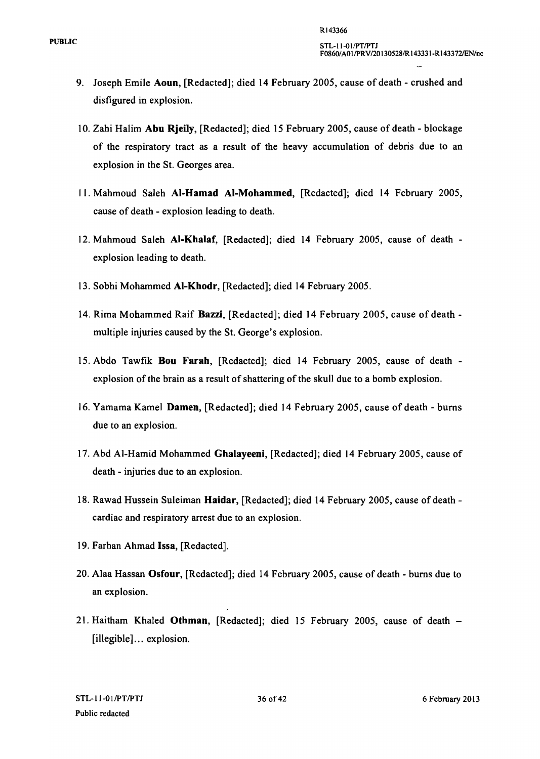9. Joseph Emile **Aoun**, [Redacted]; died 14 February 2005, cause of death - crushed and disfigured in explosion.

10. Zahi Halim **Abu Rjeily**, [Redacted]; died 15 February 2005, cause of death - blockage of the respiratory tract as a result of the heavy accumulation of debris due to an explosion in the St. Georges area.

11. Mahmoud Saleh **Al-Hamad Al-Mohammed**, [Redacted]; died 14 February 2005, cause of death - explosion leading to death.

12. Mahmoud Saleh **Al-Khalaf**, [Redacted]; died 14 February 2005, cause of death - explosion leading to death.

13. Sobhi Mohammed **Al-Khodr**, [Redacted]; died 14 February 2005.

14. Rima Mohammed Raif **Bazzi**, [Redacted]; died 14 February 2005, cause of death - multiple injuries caused by the St. George's explosion.

15. Abdo Tawfik **Bou Farah**, [Redacted]; died 14 February 2005, cause of death - explosion of the brain as a result of shattering of the skull due to a bomb explosion.

16. Yamama Kamel **Damen**, [Redacted]; died 14 February 2005, cause of death - burns due to an explosion.

17. Abd Al-Hamid Mohammed **Ghalayeeni**, [Redacted]; died 14 February 2005, cause of death - injuries due to an explosion.

18. Rawad Hussein Suleiman **Haidar**, [Redacted]; died 14 February 2005, cause of death - cardiac and respiratory arrest due to an explosion.

19. Farhan Ahmad **Issa**, [Redacted].

20. Alaa Hassan **Osfour**, [Redacted]; died 14 February 2005, cause of death - burns due to an explosion.

21. Haitham Khaled **Othman**, [Redacted]; died 15 February 2005, cause of death – [illegible]… explosion.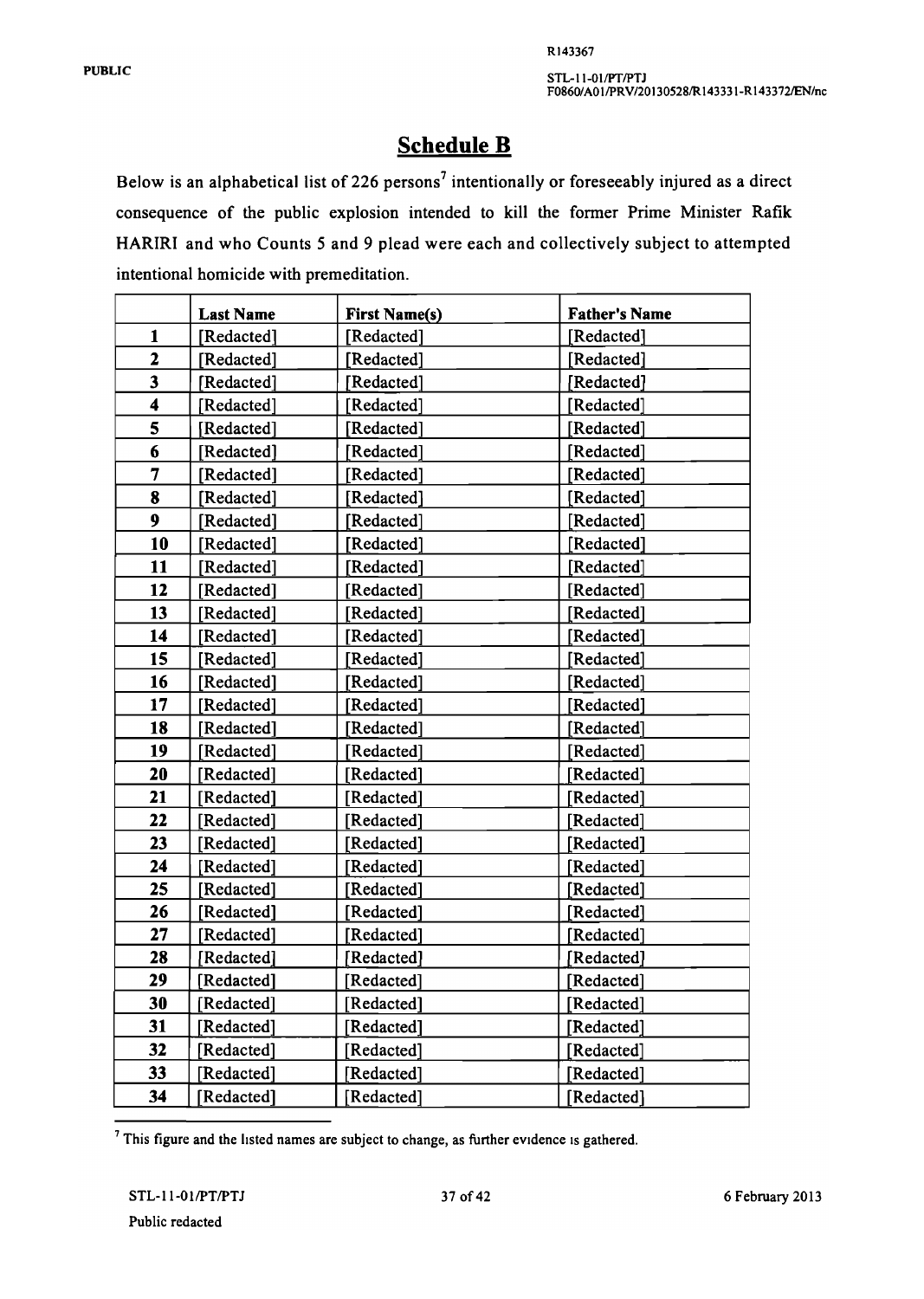## Schedule B

Below is an alphabetical list of 226 persons[7] intentionally or foreseeably injured as a direct consequence of the public explosion intended to kill the former Prime Minister Rafik HARIRI and who Counts 5 and 9 plead were each and collectively subject to attempted intentional homicide with premeditation.

| | Last Name | First Name(s) | Father's Name |
|---|---|---|---|
| 1 | [Redacted] | [Redacted] | [Redacted] |
| 2 | [Redacted] | [Redacted] | [Redacted] |
| 3 | [Redacted] | [Redacted] | [Redacted] |
| 4 | [Redacted] | [Redacted] | [Redacted] |
| 5 | [Redacted] | [Redacted] | [Redacted] |
| 6 | [Redacted] | [Redacted] | [Redacted] |
| 7 | [Redacted] | [Redacted] | [Redacted] |
| 8 | [Redacted] | [Redacted] | [Redacted] |
| 9 | [Redacted] | [Redacted] | [Redacted] |
| 10 | [Redacted] | [Redacted] | [Redacted] |
| 11 | [Redacted] | [Redacted] | [Redacted] |
| 12 | [Redacted] | [Redacted] | [Redacted] |
| 13 | [Redacted] | [Redacted] | [Redacted] |
| 14 | [Redacted] | [Redacted] | [Redacted] |
| 15 | [Redacted] | [Redacted] | [Redacted] |
| 16 | [Redacted] | [Redacted] | [Redacted] |
| 17 | [Redacted] | [Redacted] | [Redacted] |
| 18 | [Redacted] | [Redacted] | [Redacted] |
| 19 | [Redacted] | [Redacted] | [Redacted] |
| 20 | [Redacted] | [Redacted] | [Redacted] |
| 21 | [Redacted] | [Redacted] | [Redacted] |
| 22 | [Redacted] | [Redacted] | [Redacted] |
| 23 | [Redacted] | [Redacted] | [Redacted] |
| 24 | [Redacted] | [Redacted] | [Redacted] |
| 25 | [Redacted] | [Redacted] | [Redacted] |
| 26 | [Redacted] | [Redacted] | [Redacted] |
| 27 | [Redacted] | [Redacted] | [Redacted] |
| 28 | [Redacted] | [Redacted] | [Redacted] |
| 29 | [Redacted] | [Redacted] | [Redacted] |
| 30 | [Redacted] | [Redacted] | [Redacted] |
| 31 | [Redacted] | [Redacted] | [Redacted] |
| 32 | [Redacted] | [Redacted] | [Redacted] |
| 33 | [Redacted] | [Redacted] | [Redacted] |
| 34 | [Redacted] | [Redacted] | [Redacted] |

[7] This figure and the listed names are subject to change, as further evidence is gathered.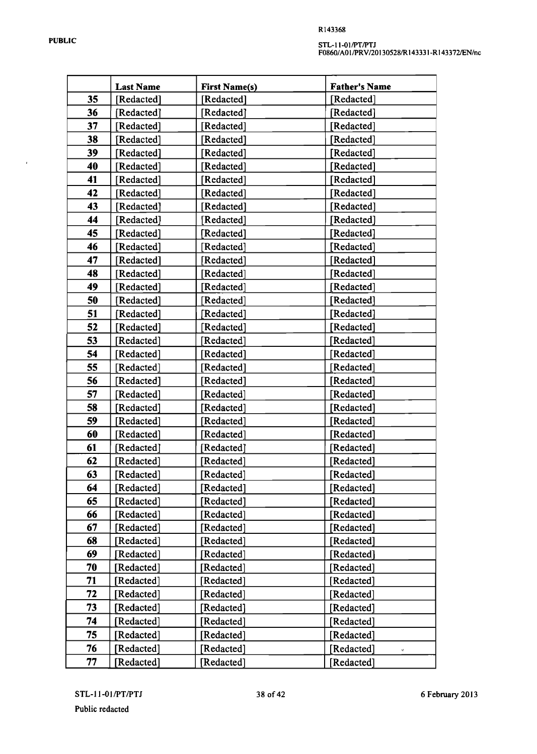| | Last Name | First Name(s) | Father's Name |
|---|---|---|---|
| 35 | [Redacted] | [Redacted] | [Redacted] |
| 36 | [Redacted] | [Redacted] | [Redacted] |
| 37 | [Redacted] | [Redacted] | [Redacted] |
| 38 | [Redacted] | [Redacted] | [Redacted] |
| 39 | [Redacted] | [Redacted] | [Redacted] |
| 40 | [Redacted] | [Redacted] | [Redacted] |
| 41 | [Redacted] | [Redacted] | [Redacted] |
| 42 | [Redacted] | [Redacted] | [Redacted] |
| 43 | [Redacted] | [Redacted] | [Redacted] |
| 44 | [Redacted] | [Redacted] | [Redacted] |
| 45 | [Redacted] | [Redacted] | [Redacted] |
| 46 | [Redacted] | [Redacted] | [Redacted] |
| 47 | [Redacted] | [Redacted] | [Redacted] |
| 48 | [Redacted] | [Redacted] | [Redacted] |
| 49 | [Redacted] | [Redacted] | [Redacted] |
| 50 | [Redacted] | [Redacted] | [Redacted] |
| 51 | [Redacted] | [Redacted] | [Redacted] |
| 52 | [Redacted] | [Redacted] | [Redacted] |
| 53 | [Redacted] | [Redacted] | [Redacted] |
| 54 | [Redacted] | [Redacted] | [Redacted] |
| 55 | [Redacted] | [Redacted] | [Redacted] |
| 56 | [Redacted] | [Redacted] | [Redacted] |
| 57 | [Redacted] | [Redacted] | [Redacted] |
| 58 | [Redacted] | [Redacted] | [Redacted] |
| 59 | [Redacted] | [Redacted] | [Redacted] |
| 60 | [Redacted] | [Redacted] | [Redacted] |
| 61 | [Redacted] | [Redacted] | [Redacted] |
| 62 | [Redacted] | [Redacted] | [Redacted] |
| 63 | [Redacted] | [Redacted] | [Redacted] |
| 64 | [Redacted] | [Redacted] | [Redacted] |
| 65 | [Redacted] | [Redacted] | [Redacted] |
| 66 | [Redacted] | [Redacted] | [Redacted] |
| 67 | [Redacted] | [Redacted] | [Redacted] |
| 68 | [Redacted] | [Redacted] | [Redacted] |
| 69 | [Redacted] | [Redacted] | [Redacted] |
| 70 | [Redacted] | [Redacted] | [Redacted] |
| 71 | [Redacted] | [Redacted] | [Redacted] |
| 72 | [Redacted] | [Redacted] | [Redacted] |
| 73 | [Redacted] | [Redacted] | [Redacted] |
| 74 | [Redacted] | [Redacted] | [Redacted] |
| 75 | [Redacted] | [Redacted] | [Redacted] |
| 76 | [Redacted] | [Redacted] | [Redacted] |
| 77 | [Redacted] | [Redacted] | [Redacted] |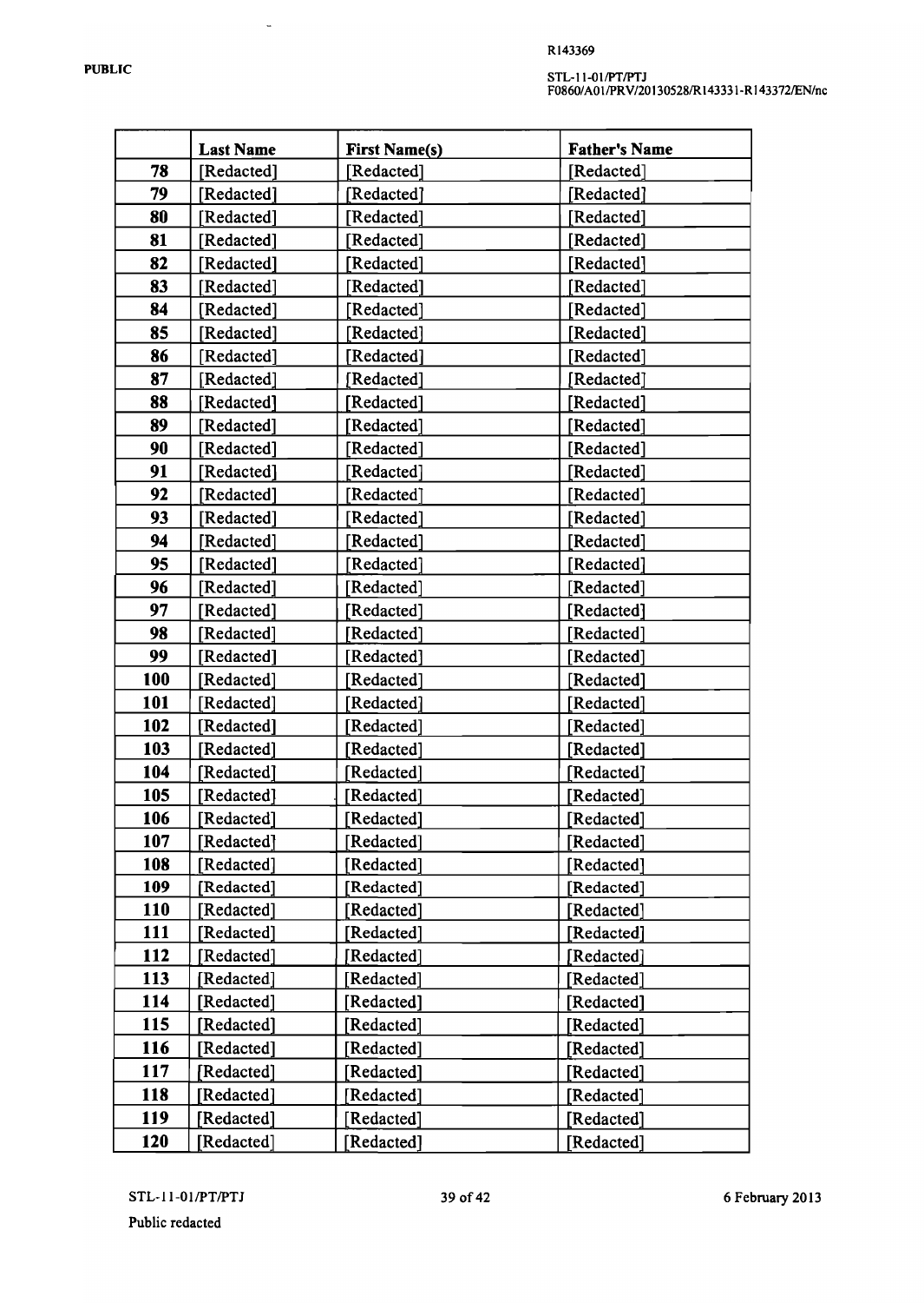| | Last Name | First Name(s) | Father's Name |
|---|---|---|---|
| 78 | [Redacted] | [Redacted] | [Redacted] |
| 79 | [Redacted] | [Redacted] | [Redacted] |
| 80 | [Redacted] | [Redacted] | [Redacted] |
| 81 | [Redacted] | [Redacted] | [Redacted] |
| 82 | [Redacted] | [Redacted] | [Redacted] |
| 83 | [Redacted] | [Redacted] | [Redacted] |
| 84 | [Redacted] | [Redacted] | [Redacted] |
| 85 | [Redacted] | [Redacted] | [Redacted] |
| 86 | [Redacted] | [Redacted] | [Redacted] |
| 87 | [Redacted] | [Redacted] | [Redacted] |
| 88 | [Redacted] | [Redacted] | [Redacted] |
| 89 | [Redacted] | [Redacted] | [Redacted] |
| 90 | [Redacted] | [Redacted] | [Redacted] |
| 91 | [Redacted] | [Redacted] | [Redacted] |
| 92 | [Redacted] | [Redacted] | [Redacted] |
| 93 | [Redacted] | [Redacted] | [Redacted] |
| 94 | [Redacted] | [Redacted] | [Redacted] |
| 95 | [Redacted] | [Redacted] | [Redacted] |
| 96 | [Redacted] | [Redacted] | [Redacted] |
| 97 | [Redacted] | [Redacted] | [Redacted] |
| 98 | [Redacted] | [Redacted] | [Redacted] |
| 99 | [Redacted] | [Redacted] | [Redacted] |
| 100 | [Redacted] | [Redacted] | [Redacted] |
| 101 | [Redacted] | [Redacted] | [Redacted] |
| 102 | [Redacted] | [Redacted] | [Redacted] |
| 103 | [Redacted] | [Redacted] | [Redacted] |
| 104 | [Redacted] | [Redacted] | [Redacted] |
| 105 | [Redacted] | [Redacted] | [Redacted] |
| 106 | [Redacted] | [Redacted] | [Redacted] |
| 107 | [Redacted] | [Redacted] | [Redacted] |
| 108 | [Redacted] | [Redacted] | [Redacted] |
| 109 | [Redacted] | [Redacted] | [Redacted] |
| 110 | [Redacted] | [Redacted] | [Redacted] |
| 111 | [Redacted] | [Redacted] | [Redacted] |
| 112 | [Redacted] | [Redacted] | [Redacted] |
| 113 | [Redacted] | [Redacted] | [Redacted] |
| 114 | [Redacted] | [Redacted] | [Redacted] |
| 115 | [Redacted] | [Redacted] | [Redacted] |
| 116 | [Redacted] | [Redacted] | [Redacted] |
| 117 | [Redacted] | [Redacted] | [Redacted] |
| 118 | [Redacted] | [Redacted] | [Redacted] |
| 119 | [Redacted] | [Redacted] | [Redacted] |
| 120 | [Redacted] | [Redacted] | [Redacted] |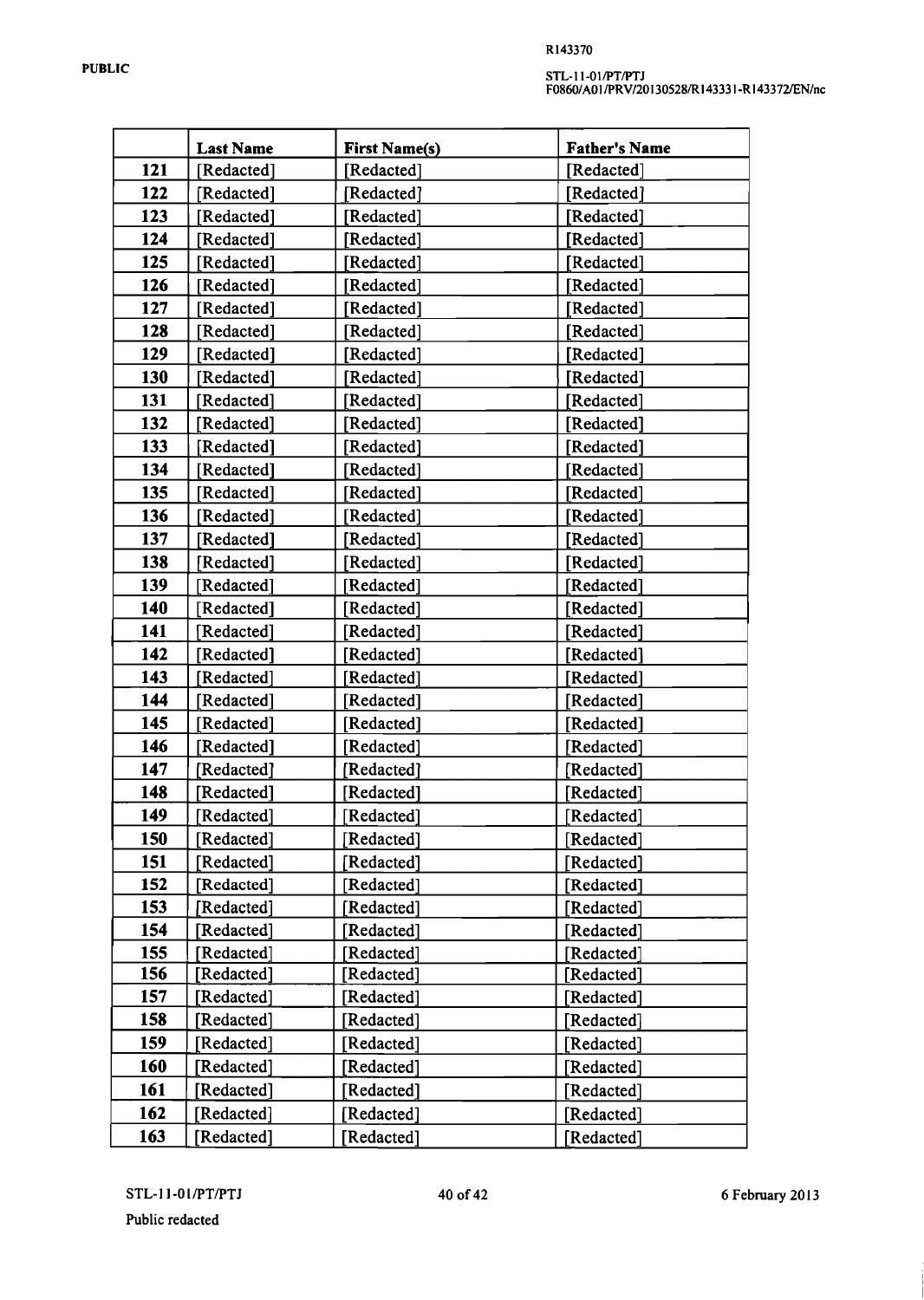| | Last Name | First Name(s) | Father's Name |
|---|---|---|---|
| 121 | [Redacted] | [Redacted] | [Redacted] |
| 122 | [Redacted] | [Redacted] | [Redacted] |
| 123 | [Redacted] | [Redacted] | [Redacted] |
| 124 | [Redacted] | [Redacted] | [Redacted] |
| 125 | [Redacted] | [Redacted] | [Redacted] |
| 126 | [Redacted] | [Redacted] | [Redacted] |
| 127 | [Redacted] | [Redacted] | [Redacted] |
| 128 | [Redacted] | [Redacted] | [Redacted] |
| 129 | [Redacted] | [Redacted] | [Redacted] |
| 130 | [Redacted] | [Redacted] | [Redacted] |
| 131 | [Redacted] | [Redacted] | [Redacted] |
| 132 | [Redacted] | [Redacted] | [Redacted] |
| 133 | [Redacted] | [Redacted] | [Redacted] |
| 134 | [Redacted] | [Redacted] | [Redacted] |
| 135 | [Redacted] | [Redacted] | [Redacted] |
| 136 | [Redacted] | [Redacted] | [Redacted] |
| 137 | [Redacted] | [Redacted] | [Redacted] |
| 138 | [Redacted] | [Redacted] | [Redacted] |
| 139 | [Redacted] | [Redacted] | [Redacted] |
| 140 | [Redacted] | [Redacted] | [Redacted] |
| 141 | [Redacted] | [Redacted] | [Redacted] |
| 142 | [Redacted] | [Redacted] | [Redacted] |
| 143 | [Redacted] | [Redacted] | [Redacted] |
| 144 | [Redacted] | [Redacted] | [Redacted] |
| 145 | [Redacted] | [Redacted] | [Redacted] |
| 146 | [Redacted] | [Redacted] | [Redacted] |
| 147 | [Redacted] | [Redacted] | [Redacted] |
| 148 | [Redacted] | [Redacted] | [Redacted] |
| 149 | [Redacted] | [Redacted] | [Redacted] |
| 150 | [Redacted] | [Redacted] | [Redacted] |
| 151 | [Redacted] | [Redacted] | [Redacted] |
| 152 | [Redacted] | [Redacted] | [Redacted] |
| 153 | [Redacted] | [Redacted] | [Redacted] |
| 154 | [Redacted] | [Redacted] | [Redacted] |
| 155 | [Redacted] | [Redacted] | [Redacted] |
| 156 | [Redacted] | [Redacted] | [Redacted] |
| 157 | [Redacted] | [Redacted] | [Redacted] |
| 158 | [Redacted] | [Redacted] | [Redacted] |
| 159 | [Redacted] | [Redacted] | [Redacted] |
| 160 | [Redacted] | [Redacted] | [Redacted] |
| 161 | [Redacted] | [Redacted] | [Redacted] |
| 162 | [Redacted] | [Redacted] | [Redacted] |
| 163 | [Redacted] | [Redacted] | [Redacted] |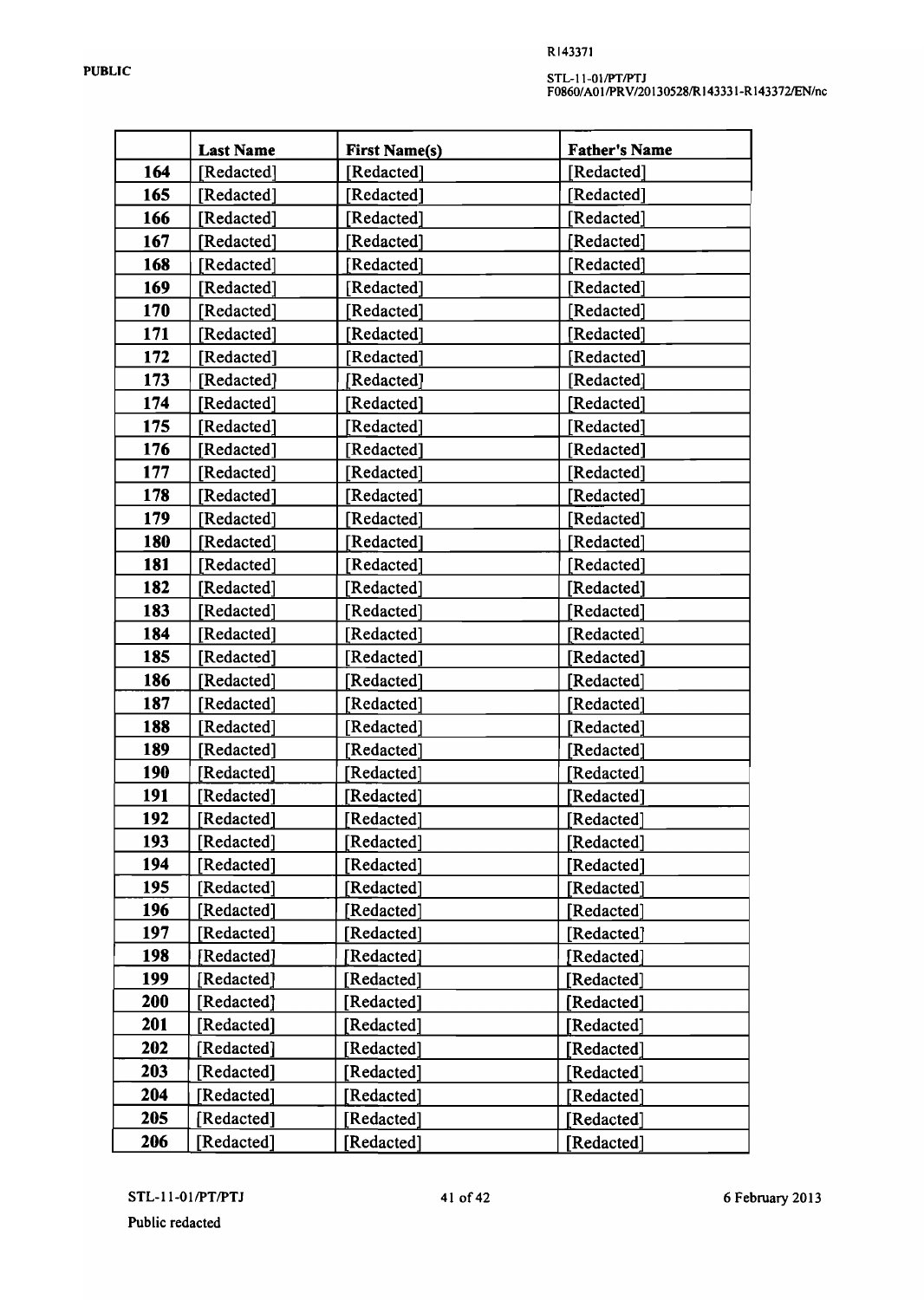| | Last Name | First Name(s) | Father's Name |
|---|---|---|---|
| 164 | [Redacted] | [Redacted] | [Redacted] |
| 165 | [Redacted] | [Redacted] | [Redacted] |
| 166 | [Redacted] | [Redacted] | [Redacted] |
| 167 | [Redacted] | [Redacted] | [Redacted] |
| 168 | [Redacted] | [Redacted] | [Redacted] |
| 169 | [Redacted] | [Redacted] | [Redacted] |
| 170 | [Redacted] | [Redacted] | [Redacted] |
| 171 | [Redacted] | [Redacted] | [Redacted] |
| 172 | [Redacted] | [Redacted] | [Redacted] |
| 173 | [Redacted] | [Redacted] | [Redacted] |
| 174 | [Redacted] | [Redacted] | [Redacted] |
| 175 | [Redacted] | [Redacted] | [Redacted] |
| 176 | [Redacted] | [Redacted] | [Redacted] |
| 177 | [Redacted] | [Redacted] | [Redacted] |
| 178 | [Redacted] | [Redacted] | [Redacted] |
| 179 | [Redacted] | [Redacted] | [Redacted] |
| 180 | [Redacted] | [Redacted] | [Redacted] |
| 181 | [Redacted] | [Redacted] | [Redacted] |
| 182 | [Redacted] | [Redacted] | [Redacted] |
| 183 | [Redacted] | [Redacted] | [Redacted] |
| 184 | [Redacted] | [Redacted] | [Redacted] |
| 185 | [Redacted] | [Redacted] | [Redacted] |
| 186 | [Redacted] | [Redacted] | [Redacted] |
| 187 | [Redacted] | [Redacted] | [Redacted] |
| 188 | [Redacted] | [Redacted] | [Redacted] |
| 189 | [Redacted] | [Redacted] | [Redacted] |
| 190 | [Redacted] | [Redacted] | [Redacted] |
| 191 | [Redacted] | [Redacted] | [Redacted] |
| 192 | [Redacted] | [Redacted] | [Redacted] |
| 193 | [Redacted] | [Redacted] | [Redacted] |
| 194 | [Redacted] | [Redacted] | [Redacted] |
| 195 | [Redacted] | [Redacted] | [Redacted] |
| 196 | [Redacted] | [Redacted] | [Redacted] |
| 197 | [Redacted] | [Redacted] | [Redacted] |
| 198 | [Redacted] | [Redacted] | [Redacted] |
| 199 | [Redacted] | [Redacted] | [Redacted] |
| 200 | [Redacted] | [Redacted] | [Redacted] |
| 201 | [Redacted] | [Redacted] | [Redacted] |
| 202 | [Redacted] | [Redacted] | [Redacted] |
| 203 | [Redacted] | [Redacted] | [Redacted] |
| 204 | [Redacted] | [Redacted] | [Redacted] |
| 205 | [Redacted] | [Redacted] | [Redacted] |
| 206 | [Redacted] | [Redacted] | [Redacted] |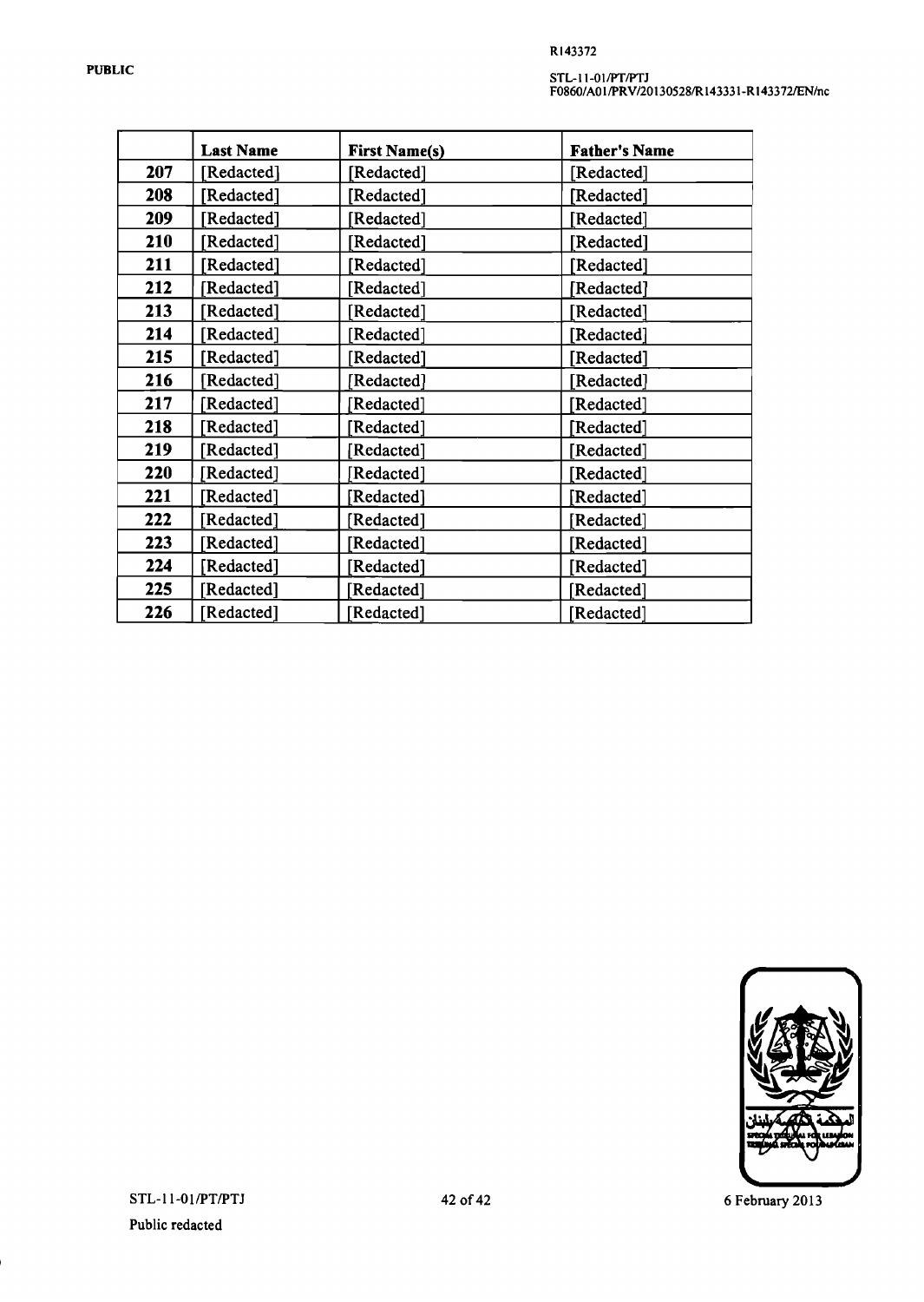| | Last Name | First Name(s) | Father's Name |
|---|---|---|---|
| 207 | [Redacted] | [Redacted] | [Redacted] |
| 208 | [Redacted] | [Redacted] | [Redacted] |
| 209 | [Redacted] | [Redacted] | [Redacted] |
| 210 | [Redacted] | [Redacted] | [Redacted] |
| 211 | [Redacted] | [Redacted] | [Redacted] |
| 212 | [Redacted] | [Redacted] | [Redacted] |
| 213 | [Redacted] | [Redacted] | [Redacted] |
| 214 | [Redacted] | [Redacted] | [Redacted] |
| 215 | [Redacted] | [Redacted] | [Redacted] |
| 216 | [Redacted] | [Redacted] | [Redacted] |
| 217 | [Redacted] | [Redacted] | [Redacted] |
| 218 | [Redacted] | [Redacted] | [Redacted] |
| 219 | [Redacted] | [Redacted] | [Redacted] |
| 220 | [Redacted] | [Redacted] | [Redacted] |
| 221 | [Redacted] | [Redacted] | [Redacted] |
| 222 | [Redacted] | [Redacted] | [Redacted] |
| 223 | [Redacted] | [Redacted] | [Redacted] |
| 224 | [Redacted] | [Redacted] | [Redacted] |
| 225 | [Redacted] | [Redacted] | [Redacted] |
| 226 | [Redacted] | [Redacted] | [Redacted] |

6 February 2013